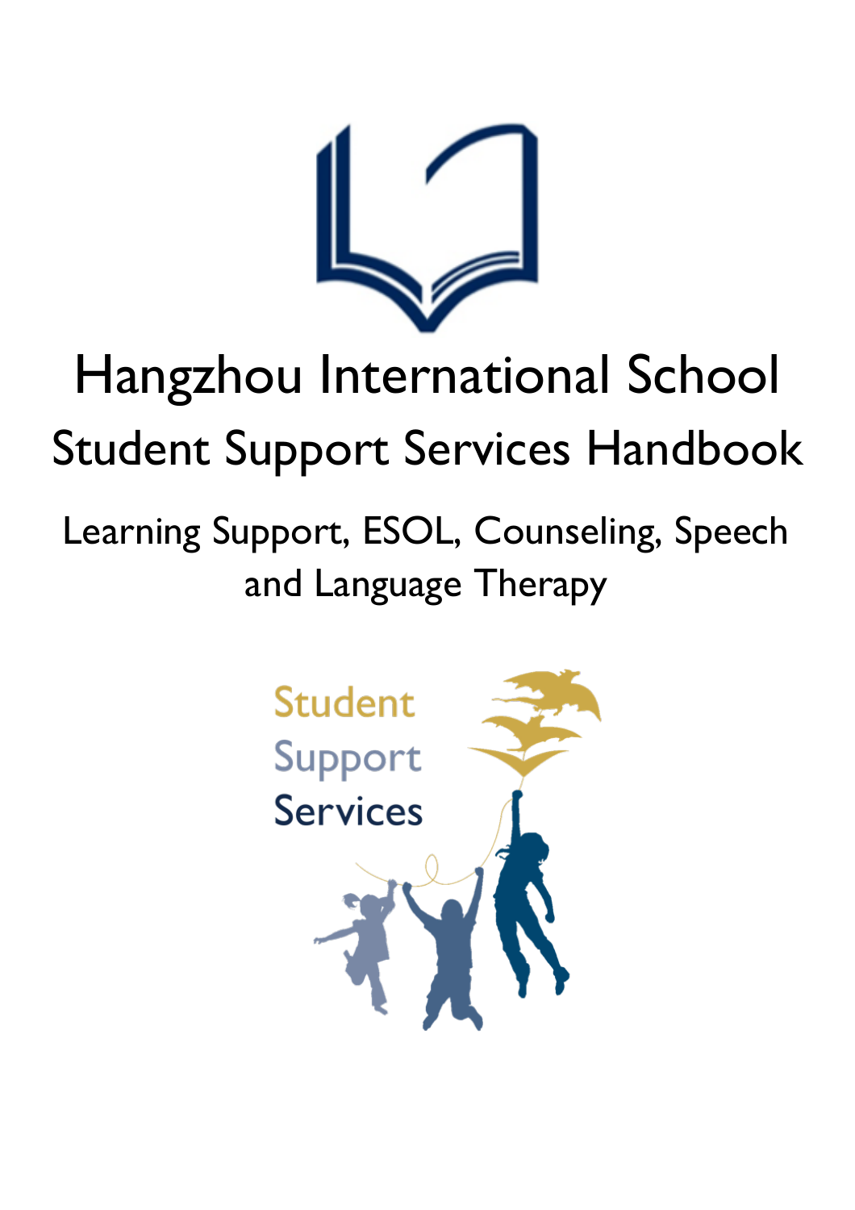# Hangzhou International School

## Student Support Services Handbook

### Learning Support, ESOL, Counseling, Speech and Language Therapy

Student
Support
Services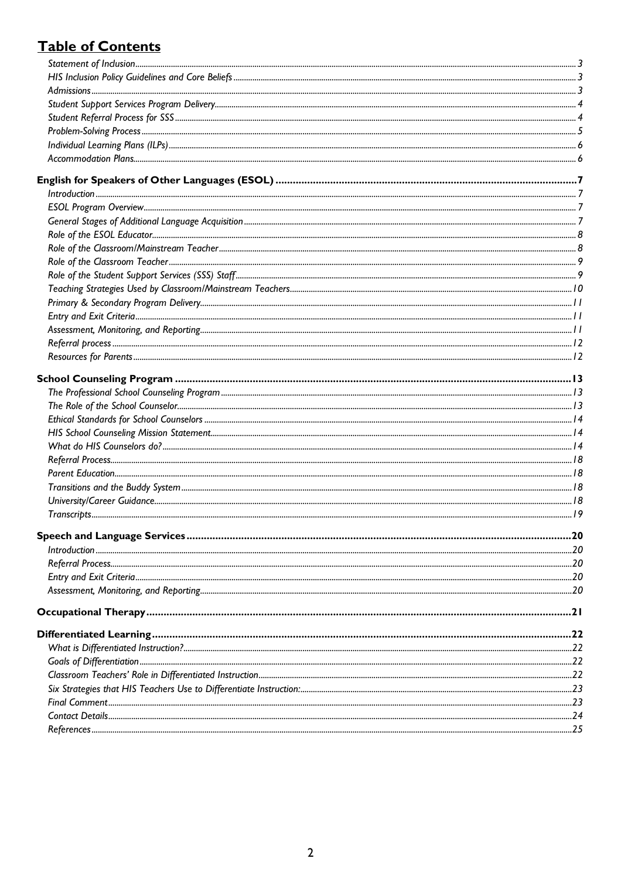# Table of Contents

*Statement of Inclusion* ..... 3
*HIS Inclusion Policy Guidelines and Core Beliefs* ..... 3
*Admissions* ..... 3
*Student Support Services Program Delivery* ..... 4
*Student Referral Process for SSS* ..... 4
*Problem-Solving Process* ..... 5
*Individual Learning Plans (ILPs)* ..... 6
*Accommodation Plans* ..... 6

**English for Speakers of Other Languages (ESOL)** ..... 7
*Introduction* ..... 7
*ESOL Program Overview* ..... 7
*General Stages of Additional Language Acquisition* ..... 7
*Role of the ESOL Educator* ..... 8
*Role of the Classroom/Mainstream Teacher* ..... 8
*Role of the Classroom Teacher* ..... 9
*Role of the Student Support Services (SSS) Staff* ..... 9
*Teaching Strategies Used by Classroom/Mainstream Teachers* ..... 10
*Primary & Secondary Program Delivery* ..... 11
*Entry and Exit Criteria* ..... 11
*Assessment, Monitoring, and Reporting* ..... 11
*Referral process* ..... 12
*Resources for Parents* ..... 12

**School Counseling Program** ..... 13
*The Professional School Counseling Program* ..... 13
*The Role of the School Counselor* ..... 13
*Ethical Standards for School Counselors* ..... 14
*HIS School Counseling Mission Statement* ..... 14
*What do HIS Counselors do?* ..... 14
*Referral Process* ..... 18
*Parent Education* ..... 18
*Transitions and the Buddy System* ..... 18
*University/Career Guidance* ..... 18
*Transcripts* ..... 19

**Speech and Language Services** ..... 20
*Introduction* ..... 20
*Referral Process* ..... 20
*Entry and Exit Criteria* ..... 20
*Assessment, Monitoring, and Reporting* ..... 20

**Occupational Therapy** ..... 21

**Differentiated Learning** ..... 22
*What is Differentiated Instruction?* ..... 22
*Goals of Differentiation* ..... 22
*Classroom Teachers' Role in Differentiated Instruction* ..... 22
*Six Strategies that HIS Teachers Use to Differentiate Instruction:* ..... 23
*Final Comment* ..... 23
*Contact Details* ..... 24
*References* ..... 25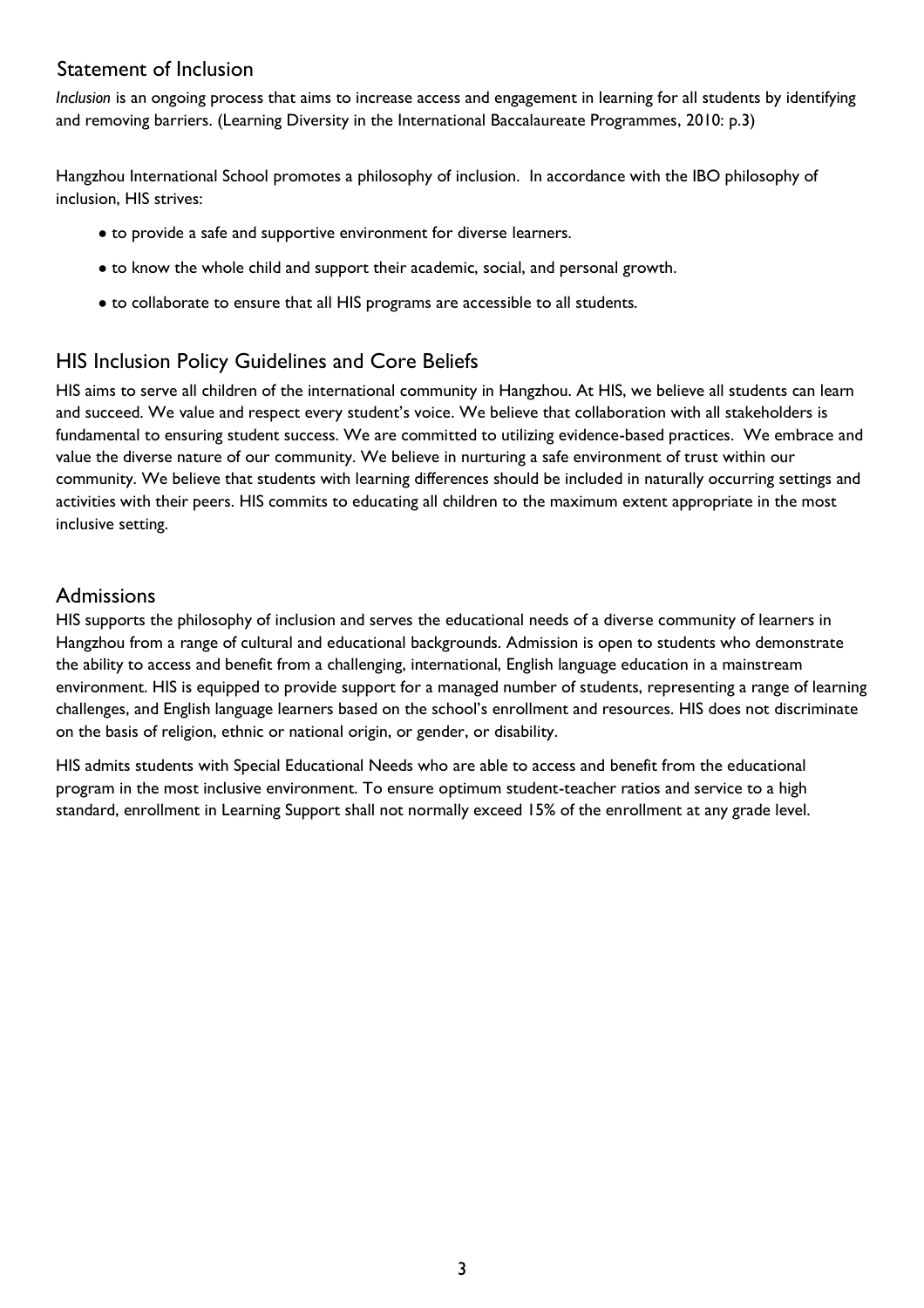## Statement of Inclusion

*Inclusion* is an ongoing process that aims to increase access and engagement in learning for all students by identifying and removing barriers. (Learning Diversity in the International Baccalaureate Programmes, 2010: p.3)

Hangzhou International School promotes a philosophy of inclusion. In accordance with the IBO philosophy of inclusion, HIS strives:

- to provide a safe and supportive environment for diverse learners.
- to know the whole child and support their academic, social, and personal growth.
- to collaborate to ensure that all HIS programs are accessible to all students.

## HIS Inclusion Policy Guidelines and Core Beliefs

HIS aims to serve all children of the international community in Hangzhou. At HIS, we believe all students can learn and succeed. We value and respect every student's voice. We believe that collaboration with all stakeholders is fundamental to ensuring student success. We are committed to utilizing evidence-based practices. We embrace and value the diverse nature of our community. We believe in nurturing a safe environment of trust within our community. We believe that students with learning differences should be included in naturally occurring settings and activities with their peers. HIS commits to educating all children to the maximum extent appropriate in the most inclusive setting.

## Admissions

HIS supports the philosophy of inclusion and serves the educational needs of a diverse community of learners in Hangzhou from a range of cultural and educational backgrounds. Admission is open to students who demonstrate the ability to access and benefit from a challenging, international, English language education in a mainstream environment. HIS is equipped to provide support for a managed number of students, representing a range of learning challenges, and English language learners based on the school's enrollment and resources. HIS does not discriminate on the basis of religion, ethnic or national origin, or gender, or disability.

HIS admits students with Special Educational Needs who are able to access and benefit from the educational program in the most inclusive environment. To ensure optimum student-teacher ratios and service to a high standard, enrollment in Learning Support shall not normally exceed 15% of the enrollment at any grade level.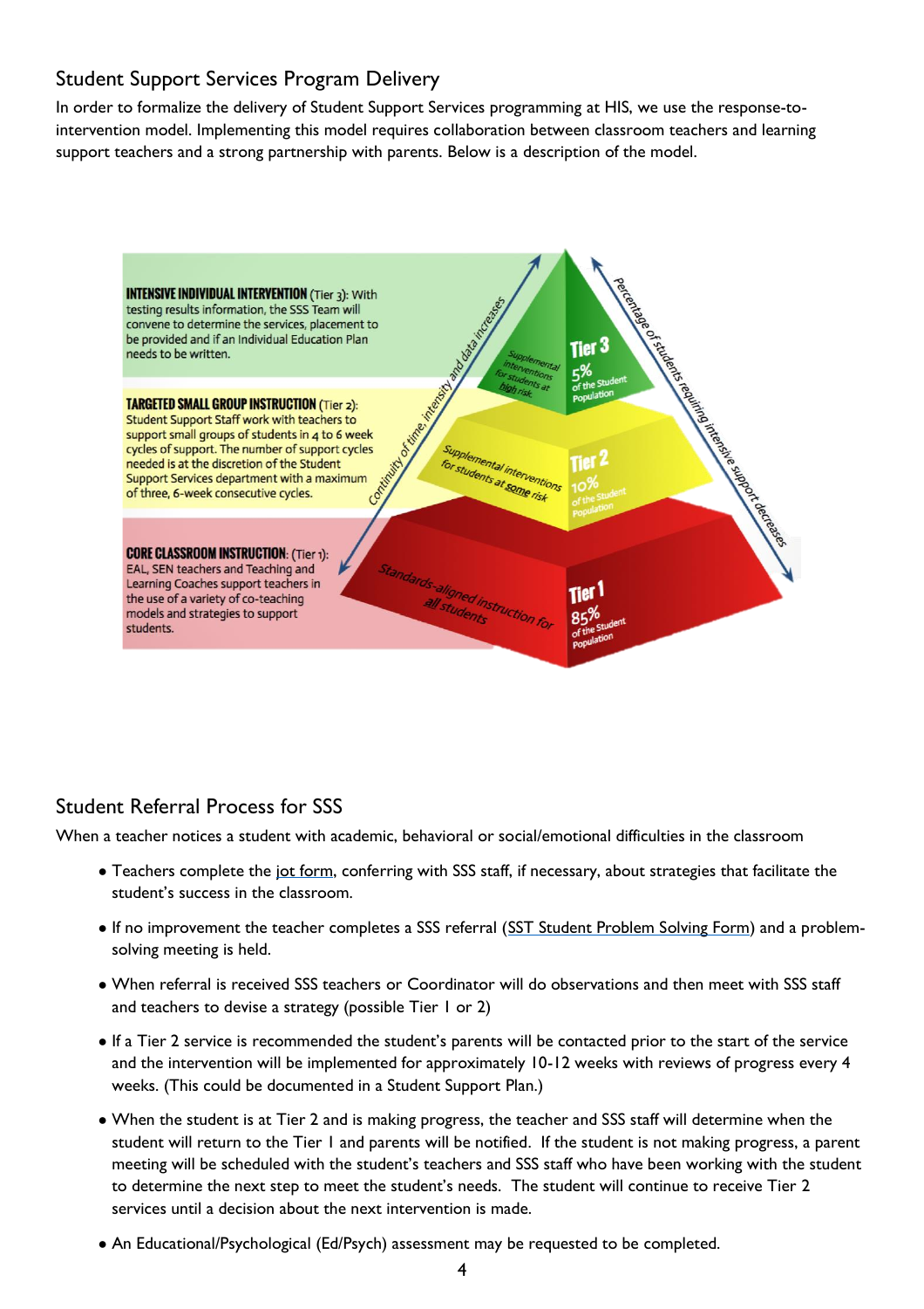## Student Support Services Program Delivery

In order to formalize the delivery of Student Support Services programming at HIS, we use the response-to-intervention model. Implementing this model requires collaboration between classroom teachers and learning support teachers and a strong partnership with parents. Below is a description of the model.

**INTENSIVE INDIVIDUAL INTERVENTION** (Tier 3): With testing results information, the SSS Team will convene to determine the services, placement to be provided and if an Individual Education Plan needs to be written.

**TARGETED SMALL GROUP INSTRUCTION** (Tier 2): Student Support Staff work with teachers to support small groups of students in 4 to 6 week cycles of support. The number of support cycles needed is at the discretion of the Student Support Services department with a maximum of three, 6-week consecutive cycles.

**CORE CLASSROOM INSTRUCTION:** (Tier 1): EAL, SEN teachers and Teaching and Learning Coaches support teachers in the use of a variety of co-teaching models and strategies to support students.

Tier 3 — 5% of the Student Population — Supplemental interventions for students at high risk

Tier 2 — 10% of the Student Population — Supplemental interventions for students at some risk

Tier 1 — 85% of the Student Population — Standards-aligned instruction for all students

Continuity of time, intensity and data increases

Percentage of students requiring intensive support decreases

## Student Referral Process for SSS

When a teacher notices a student with academic, behavioral or social/emotional difficulties in the classroom

- Teachers complete the jot form, conferring with SSS staff, if necessary, about strategies that facilitate the student's success in the classroom.
- If no improvement the teacher completes a SSS referral (SST Student Problem Solving Form) and a problem-solving meeting is held.
- When referral is received SSS teachers or Coordinator will do observations and then meet with SSS staff and teachers to devise a strategy (possible Tier 1 or 2)
- If a Tier 2 service is recommended the student's parents will be contacted prior to the start of the service and the intervention will be implemented for approximately 10-12 weeks with reviews of progress every 4 weeks. (This could be documented in a Student Support Plan.)
- When the student is at Tier 2 and is making progress, the teacher and SSS staff will determine when the student will return to the Tier 1 and parents will be notified. If the student is not making progress, a parent meeting will be scheduled with the student's teachers and SSS staff who have been working with the student to determine the next step to meet the student's needs. The student will continue to receive Tier 2 services until a decision about the next intervention is made.
- An Educational/Psychological (Ed/Psych) assessment may be requested to be completed.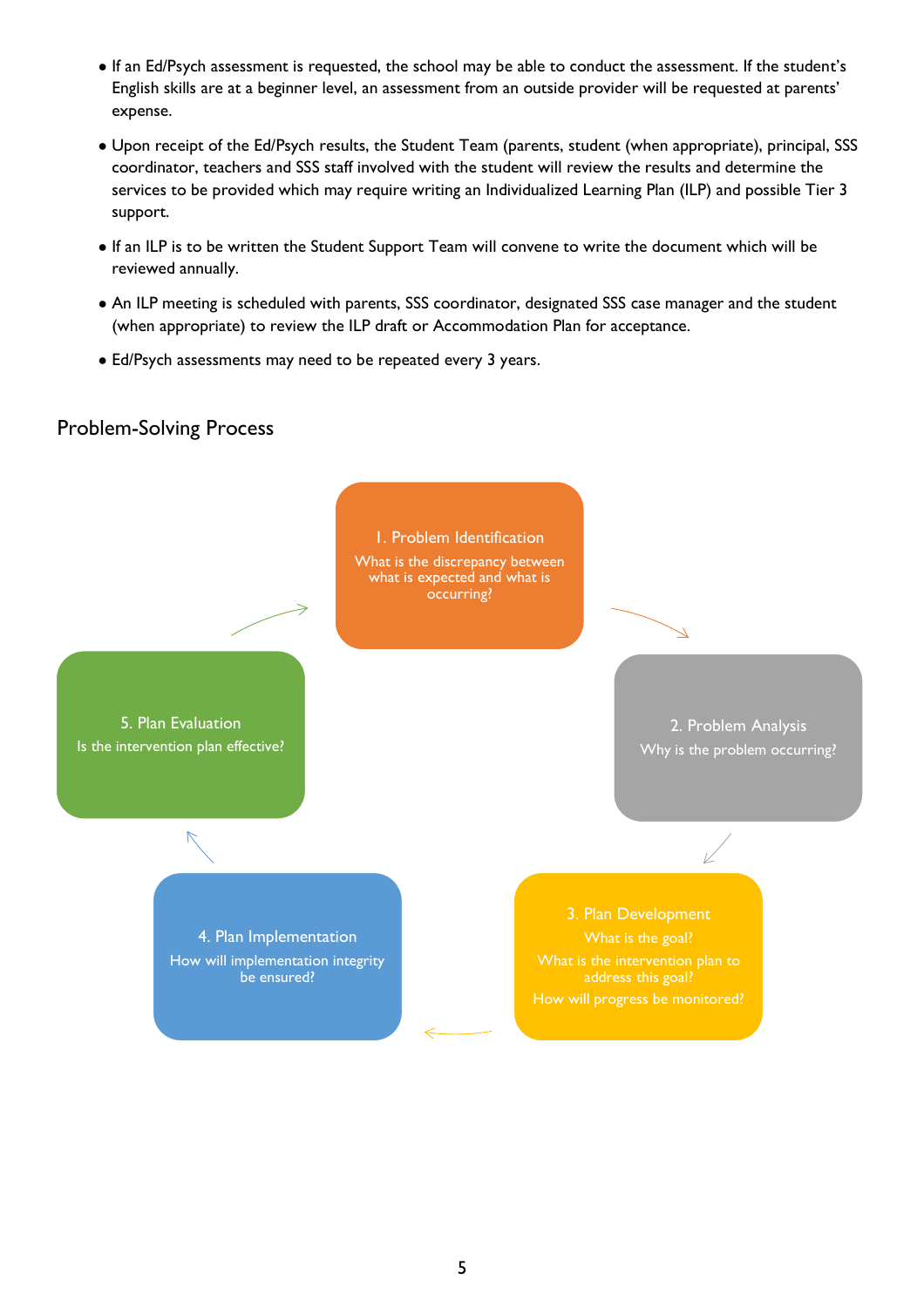- If an Ed/Psych assessment is requested, the school may be able to conduct the assessment. If the student's English skills are at a beginner level, an assessment from an outside provider will be requested at parents' expense.
- Upon receipt of the Ed/Psych results, the Student Team (parents, student (when appropriate), principal, SSS coordinator, teachers and SSS staff involved with the student will review the results and determine the services to be provided which may require writing an Individualized Learning Plan (ILP) and possible Tier 3 support.
- If an ILP is to be written the Student Support Team will convene to write the document which will be reviewed annually.
- An ILP meeting is scheduled with parents, SSS coordinator, designated SSS case manager and the student (when appropriate) to review the ILP draft or Accommodation Plan for acceptance.
- Ed/Psych assessments may need to be repeated every 3 years.

## Problem-Solving Process

1. Problem Identification
What is the discrepancy between what is expected and what is occurring?

2. Problem Analysis
Why is the problem occurring?

3. Plan Development
What is the goal?
What is the intervention plan to address this goal?
How will progress be monitored?

4. Plan Implementation
How will implementation integrity be ensured?

5. Plan Evaluation
Is the intervention plan effective?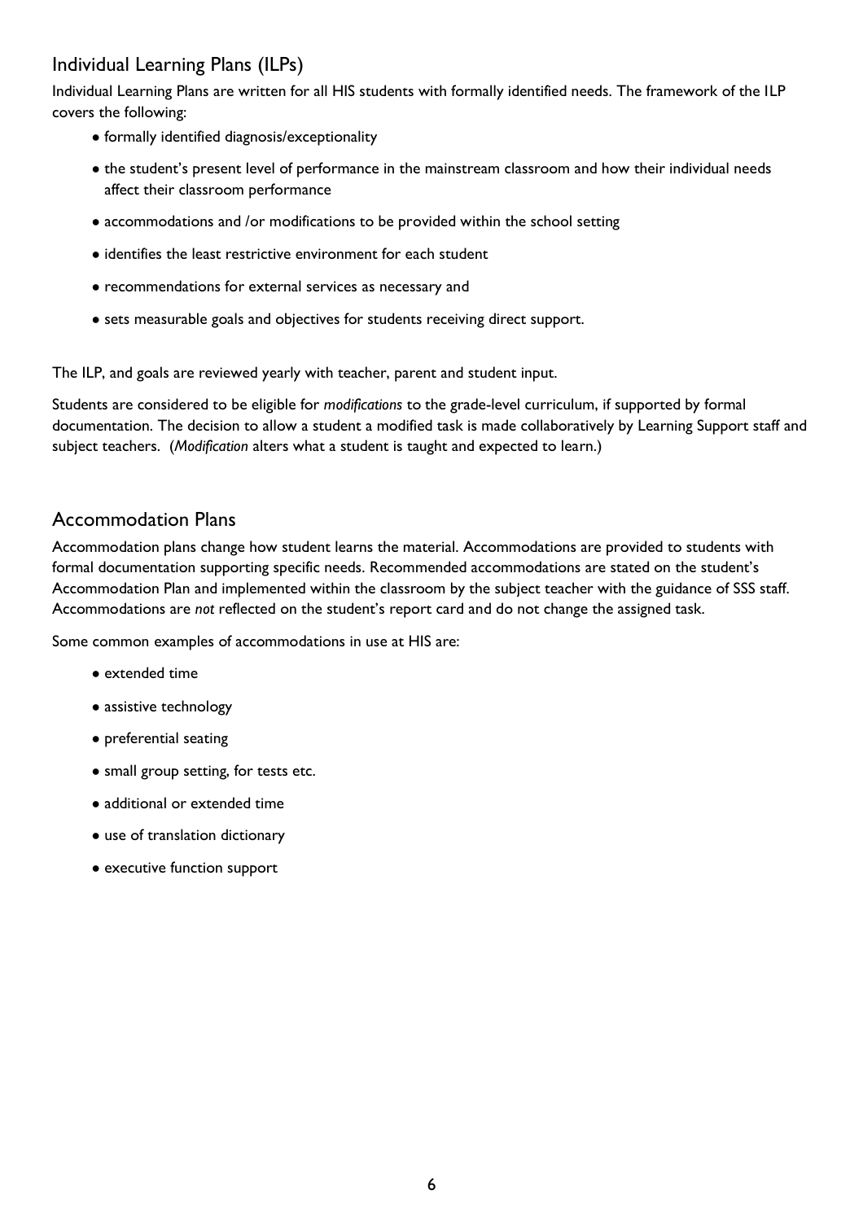## Individual Learning Plans (ILPs)

Individual Learning Plans are written for all HIS students with formally identified needs. The framework of the ILP covers the following:

- formally identified diagnosis/exceptionality
- the student's present level of performance in the mainstream classroom and how their individual needs affect their classroom performance
- accommodations and /or modifications to be provided within the school setting
- identifies the least restrictive environment for each student
- recommendations for external services as necessary and
- sets measurable goals and objectives for students receiving direct support.

The ILP, and goals are reviewed yearly with teacher, parent and student input.

Students are considered to be eligible for *modifications* to the grade-level curriculum, if supported by formal documentation. The decision to allow a student a modified task is made collaboratively by Learning Support staff and subject teachers. (*Modification* alters what a student is taught and expected to learn.)

## Accommodation Plans

Accommodation plans change how student learns the material. Accommodations are provided to students with formal documentation supporting specific needs. Recommended accommodations are stated on the student's Accommodation Plan and implemented within the classroom by the subject teacher with the guidance of SSS staff. Accommodations are *not* reflected on the student's report card and do not change the assigned task.

Some common examples of accommodations in use at HIS are:

- extended time
- assistive technology
- preferential seating
- small group setting, for tests etc.
- additional or extended time
- use of translation dictionary
- executive function support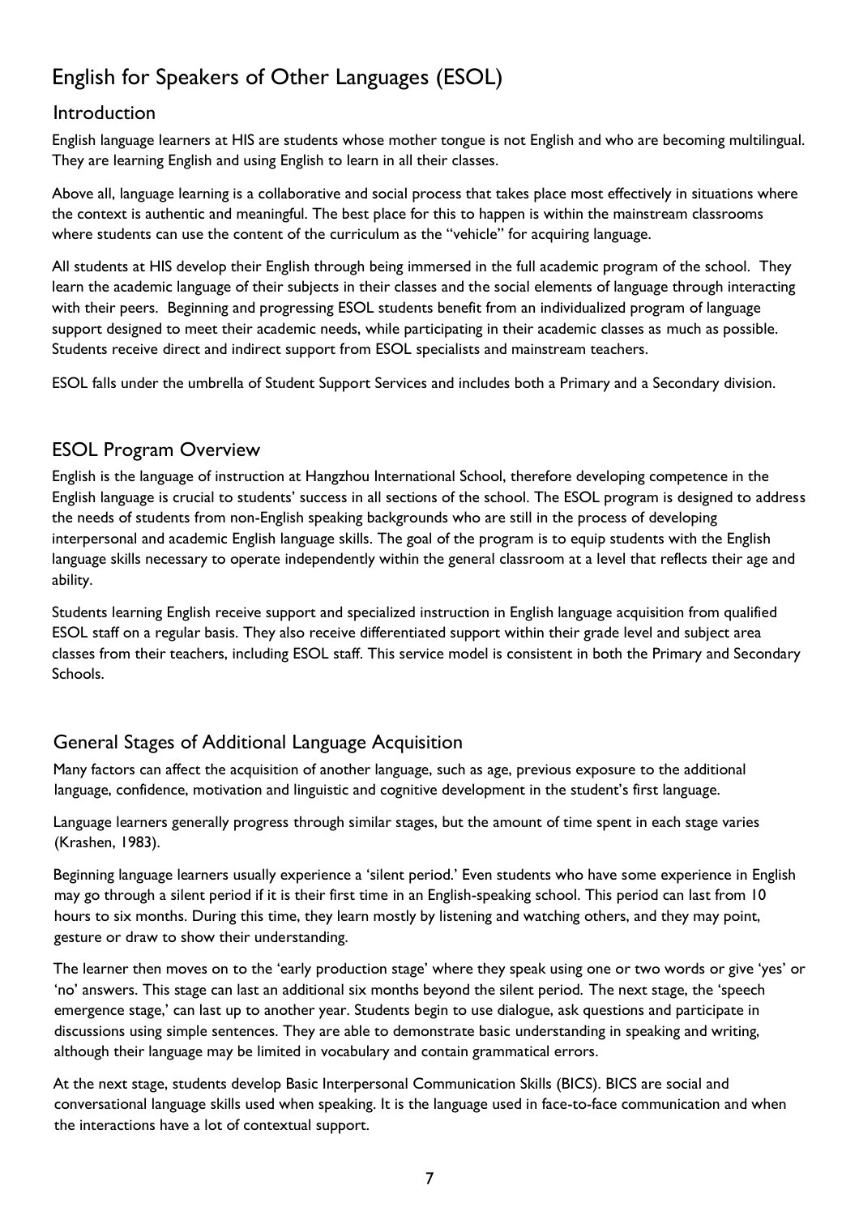# English for Speakers of Other Languages (ESOL)

## Introduction

English language learners at HIS are students whose mother tongue is not English and who are becoming multilingual. They are learning English and using English to learn in all their classes.

Above all, language learning is a collaborative and social process that takes place most effectively in situations where the context is authentic and meaningful. The best place for this to happen is within the mainstream classrooms where students can use the content of the curriculum as the "vehicle" for acquiring language.

All students at HIS develop their English through being immersed in the full academic program of the school. They learn the academic language of their subjects in their classes and the social elements of language through interacting with their peers. Beginning and progressing ESOL students benefit from an individualized program of language support designed to meet their academic needs, while participating in their academic classes as much as possible. Students receive direct and indirect support from ESOL specialists and mainstream teachers.

ESOL falls under the umbrella of Student Support Services and includes both a Primary and a Secondary division.

## ESOL Program Overview

English is the language of instruction at Hangzhou International School, therefore developing competence in the English language is crucial to students' success in all sections of the school. The ESOL program is designed to address the needs of students from non-English speaking backgrounds who are still in the process of developing interpersonal and academic English language skills. The goal of the program is to equip students with the English language skills necessary to operate independently within the general classroom at a level that reflects their age and ability.

Students learning English receive support and specialized instruction in English language acquisition from qualified ESOL staff on a regular basis. They also receive differentiated support within their grade level and subject area classes from their teachers, including ESOL staff. This service model is consistent in both the Primary and Secondary Schools.

## General Stages of Additional Language Acquisition

Many factors can affect the acquisition of another language, such as age, previous exposure to the additional language, confidence, motivation and linguistic and cognitive development in the student's first language.

Language learners generally progress through similar stages, but the amount of time spent in each stage varies (Krashen, 1983).

Beginning language learners usually experience a 'silent period.' Even students who have some experience in English may go through a silent period if it is their first time in an English-speaking school. This period can last from 10 hours to six months. During this time, they learn mostly by listening and watching others, and they may point, gesture or draw to show their understanding.

The learner then moves on to the 'early production stage' where they speak using one or two words or give 'yes' or 'no' answers. This stage can last an additional six months beyond the silent period. The next stage, the 'speech emergence stage,' can last up to another year. Students begin to use dialogue, ask questions and participate in discussions using simple sentences. They are able to demonstrate basic understanding in speaking and writing, although their language may be limited in vocabulary and contain grammatical errors.

At the next stage, students develop Basic Interpersonal Communication Skills (BICS). BICS are social and conversational language skills used when speaking. It is the language used in face-to-face communication and when the interactions have a lot of contextual support.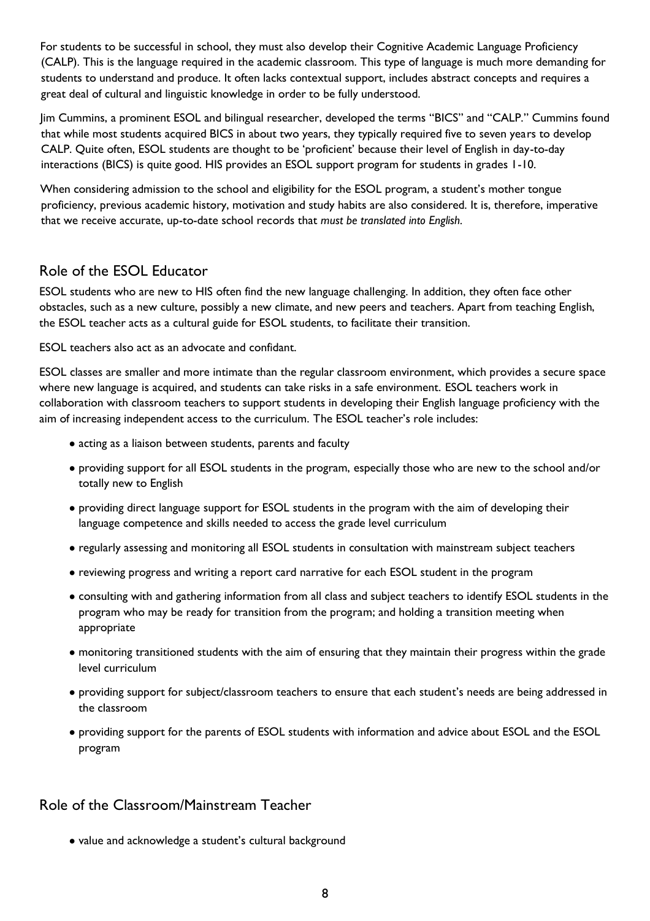For students to be successful in school, they must also develop their Cognitive Academic Language Proficiency (CALP). This is the language required in the academic classroom. This type of language is much more demanding for students to understand and produce. It often lacks contextual support, includes abstract concepts and requires a great deal of cultural and linguistic knowledge in order to be fully understood.

Jim Cummins, a prominent ESOL and bilingual researcher, developed the terms "BICS" and "CALP." Cummins found that while most students acquired BICS in about two years, they typically required five to seven years to develop CALP. Quite often, ESOL students are thought to be 'proficient' because their level of English in day-to-day interactions (BICS) is quite good. HIS provides an ESOL support program for students in grades 1-10.

When considering admission to the school and eligibility for the ESOL program, a student's mother tongue proficiency, previous academic history, motivation and study habits are also considered. It is, therefore, imperative that we receive accurate, up-to-date school records that *must be translated into English*.

## Role of the ESOL Educator

ESOL students who are new to HIS often find the new language challenging. In addition, they often face other obstacles, such as a new culture, possibly a new climate, and new peers and teachers. Apart from teaching English, the ESOL teacher acts as a cultural guide for ESOL students, to facilitate their transition.

ESOL teachers also act as an advocate and confidant.

ESOL classes are smaller and more intimate than the regular classroom environment, which provides a secure space where new language is acquired, and students can take risks in a safe environment. ESOL teachers work in collaboration with classroom teachers to support students in developing their English language proficiency with the aim of increasing independent access to the curriculum. The ESOL teacher's role includes:

- acting as a liaison between students, parents and faculty
- providing support for all ESOL students in the program, especially those who are new to the school and/or totally new to English
- providing direct language support for ESOL students in the program with the aim of developing their language competence and skills needed to access the grade level curriculum
- regularly assessing and monitoring all ESOL students in consultation with mainstream subject teachers
- reviewing progress and writing a report card narrative for each ESOL student in the program
- consulting with and gathering information from all class and subject teachers to identify ESOL students in the program who may be ready for transition from the program; and holding a transition meeting when appropriate
- monitoring transitioned students with the aim of ensuring that they maintain their progress within the grade level curriculum
- providing support for subject/classroom teachers to ensure that each student's needs are being addressed in the classroom
- providing support for the parents of ESOL students with information and advice about ESOL and the ESOL program

## Role of the Classroom/Mainstream Teacher

- value and acknowledge a student's cultural background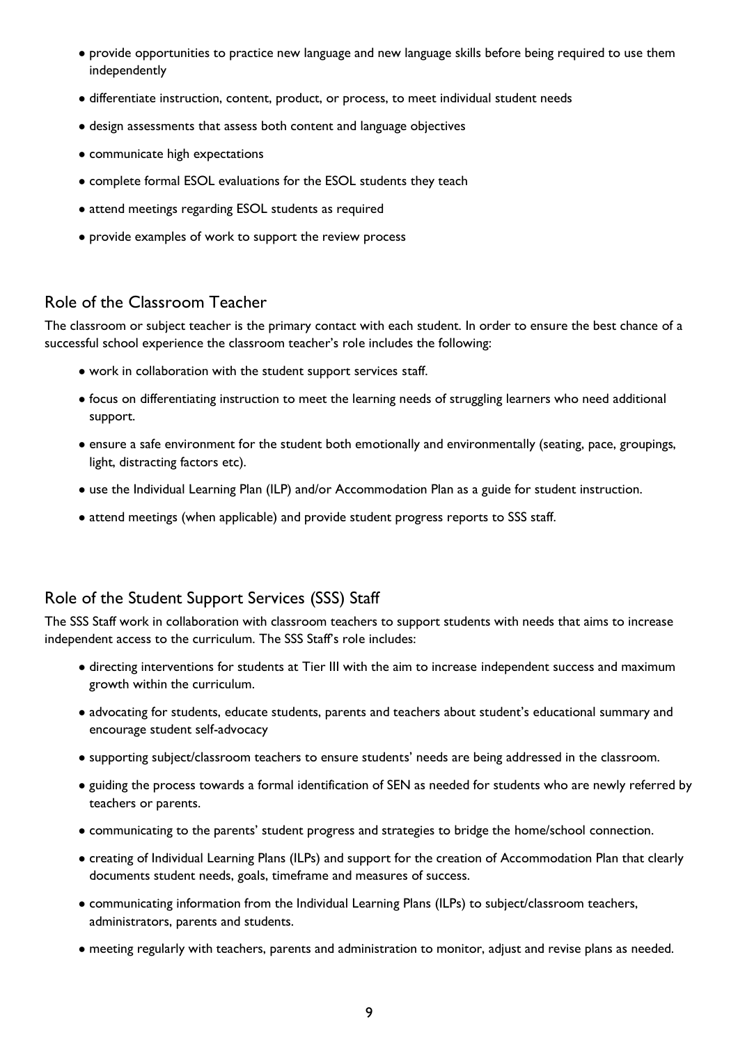- provide opportunities to practice new language and new language skills before being required to use them independently
- differentiate instruction, content, product, or process, to meet individual student needs
- design assessments that assess both content and language objectives
- communicate high expectations
- complete formal ESOL evaluations for the ESOL students they teach
- attend meetings regarding ESOL students as required
- provide examples of work to support the review process

## Role of the Classroom Teacher

The classroom or subject teacher is the primary contact with each student. In order to ensure the best chance of a successful school experience the classroom teacher's role includes the following:

- work in collaboration with the student support services staff.
- focus on differentiating instruction to meet the learning needs of struggling learners who need additional support.
- ensure a safe environment for the student both emotionally and environmentally (seating, pace, groupings, light, distracting factors etc).
- use the Individual Learning Plan (ILP) and/or Accommodation Plan as a guide for student instruction.
- attend meetings (when applicable) and provide student progress reports to SSS staff.

## Role of the Student Support Services (SSS) Staff

The SSS Staff work in collaboration with classroom teachers to support students with needs that aims to increase independent access to the curriculum. The SSS Staff's role includes:

- directing interventions for students at Tier III with the aim to increase independent success and maximum growth within the curriculum.
- advocating for students, educate students, parents and teachers about student's educational summary and encourage student self-advocacy
- supporting subject/classroom teachers to ensure students' needs are being addressed in the classroom.
- guiding the process towards a formal identification of SEN as needed for students who are newly referred by teachers or parents.
- communicating to the parents' student progress and strategies to bridge the home/school connection.
- creating of Individual Learning Plans (ILPs) and support for the creation of Accommodation Plan that clearly documents student needs, goals, timeframe and measures of success.
- communicating information from the Individual Learning Plans (ILPs) to subject/classroom teachers, administrators, parents and students.
- meeting regularly with teachers, parents and administration to monitor, adjust and revise plans as needed.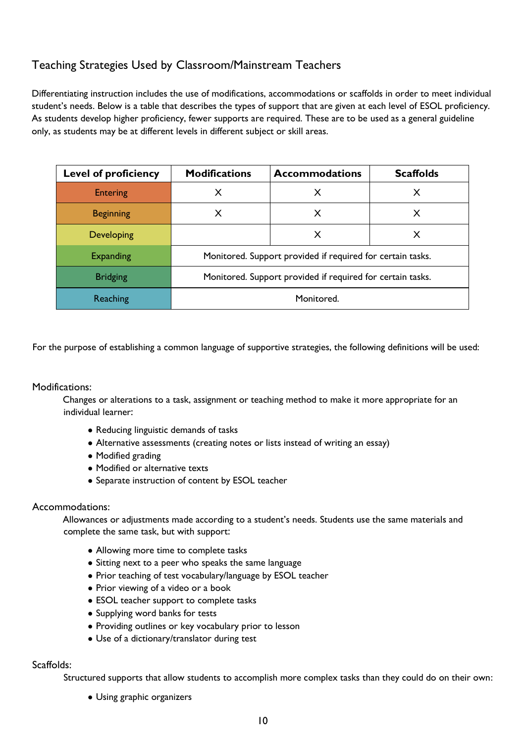## Teaching Strategies Used by Classroom/Mainstream Teachers

Differentiating instruction includes the use of modifications, accommodations or scaffolds in order to meet individual student's needs. Below is a table that describes the types of support that are given at each level of ESOL proficiency. As students develop higher proficiency, fewer supports are required. These are to be used as a general guideline only, as students may be at different levels in different subject or skill areas.

| Level of proficiency | Modifications | Accommodations | Scaffolds |
|---|---|---|---|
| Entering | X | X | X |
| Beginning | X | X | X |
| Developing | | X | X |
| Expanding | Monitored. Support provided if required for certain tasks. | | |
| Bridging | Monitored. Support provided if required for certain tasks. | | |
| Reaching | Monitored. | | |

For the purpose of establishing a common language of supportive strategies, the following definitions will be used:

### Modifications:

Changes or alterations to a task, assignment or teaching method to make it more appropriate for an individual learner:

- Reducing linguistic demands of tasks
- Alternative assessments (creating notes or lists instead of writing an essay)
- Modified grading
- Modified or alternative texts
- Separate instruction of content by ESOL teacher

### Accommodations:

Allowances or adjustments made according to a student's needs. Students use the same materials and complete the same task, but with support:

- Allowing more time to complete tasks
- Sitting next to a peer who speaks the same language
- Prior teaching of test vocabulary/language by ESOL teacher
- Prior viewing of a video or a book
- ESOL teacher support to complete tasks
- Supplying word banks for tests
- Providing outlines or key vocabulary prior to lesson
- Use of a dictionary/translator during test

### Scaffolds:

Structured supports that allow students to accomplish more complex tasks than they could do on their own:

- Using graphic organizers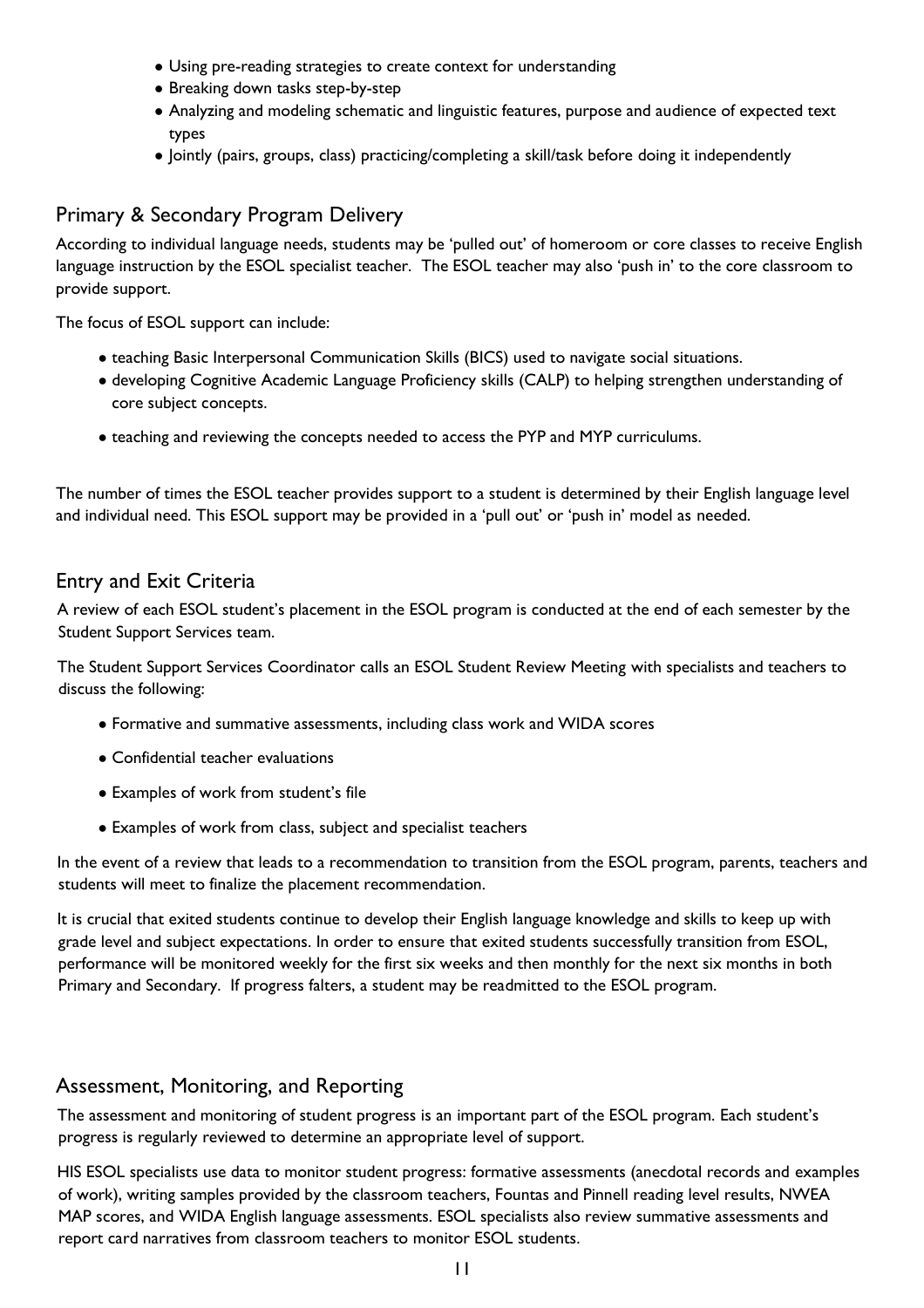- Using pre-reading strategies to create context for understanding
- Breaking down tasks step-by-step
- Analyzing and modeling schematic and linguistic features, purpose and audience of expected text types
- Jointly (pairs, groups, class) practicing/completing a skill/task before doing it independently

## Primary & Secondary Program Delivery

According to individual language needs, students may be 'pulled out' of homeroom or core classes to receive English language instruction by the ESOL specialist teacher. The ESOL teacher may also 'push in' to the core classroom to provide support.

The focus of ESOL support can include:

- teaching Basic Interpersonal Communication Skills (BICS) used to navigate social situations.
- developing Cognitive Academic Language Proficiency skills (CALP) to helping strengthen understanding of core subject concepts.
- teaching and reviewing the concepts needed to access the PYP and MYP curriculums.

The number of times the ESOL teacher provides support to a student is determined by their English language level and individual need. This ESOL support may be provided in a 'pull out' or 'push in' model as needed.

## Entry and Exit Criteria

A review of each ESOL student's placement in the ESOL program is conducted at the end of each semester by the Student Support Services team.

The Student Support Services Coordinator calls an ESOL Student Review Meeting with specialists and teachers to discuss the following:

- Formative and summative assessments, including class work and WIDA scores
- Confidential teacher evaluations
- Examples of work from student's file
- Examples of work from class, subject and specialist teachers

In the event of a review that leads to a recommendation to transition from the ESOL program, parents, teachers and students will meet to finalize the placement recommendation.

It is crucial that exited students continue to develop their English language knowledge and skills to keep up with grade level and subject expectations. In order to ensure that exited students successfully transition from ESOL, performance will be monitored weekly for the first six weeks and then monthly for the next six months in both Primary and Secondary. If progress falters, a student may be readmitted to the ESOL program.

## Assessment, Monitoring, and Reporting

The assessment and monitoring of student progress is an important part of the ESOL program. Each student's progress is regularly reviewed to determine an appropriate level of support.

HIS ESOL specialists use data to monitor student progress: formative assessments (anecdotal records and examples of work), writing samples provided by the classroom teachers, Fountas and Pinnell reading level results, NWEA MAP scores, and WIDA English language assessments. ESOL specialists also review summative assessments and report card narratives from classroom teachers to monitor ESOL students.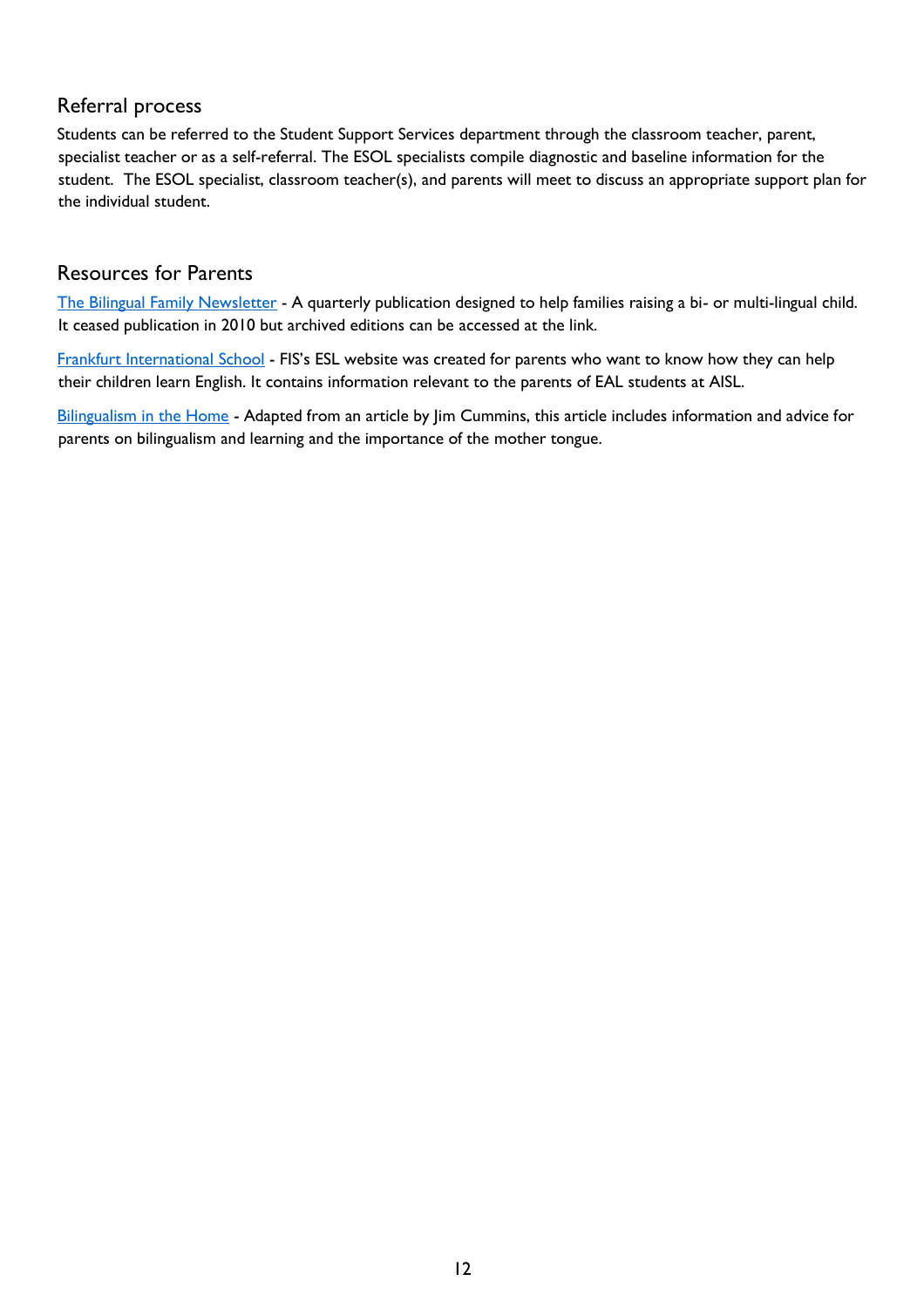## Referral process

Students can be referred to the Student Support Services department through the classroom teacher, parent, specialist teacher or as a self-referral. The ESOL specialists compile diagnostic and baseline information for the student. The ESOL specialist, classroom teacher(s), and parents will meet to discuss an appropriate support plan for the individual student.

## Resources for Parents

The Bilingual Family Newsletter - A quarterly publication designed to help families raising a bi- or multi-lingual child. It ceased publication in 2010 but archived editions can be accessed at the link.

Frankfurt International School - FIS's ESL website was created for parents who want to know how they can help their children learn English. It contains information relevant to the parents of EAL students at AISL.

Bilingualism in the Home - Adapted from an article by Jim Cummins, this article includes information and advice for parents on bilingualism and learning and the importance of the mother tongue.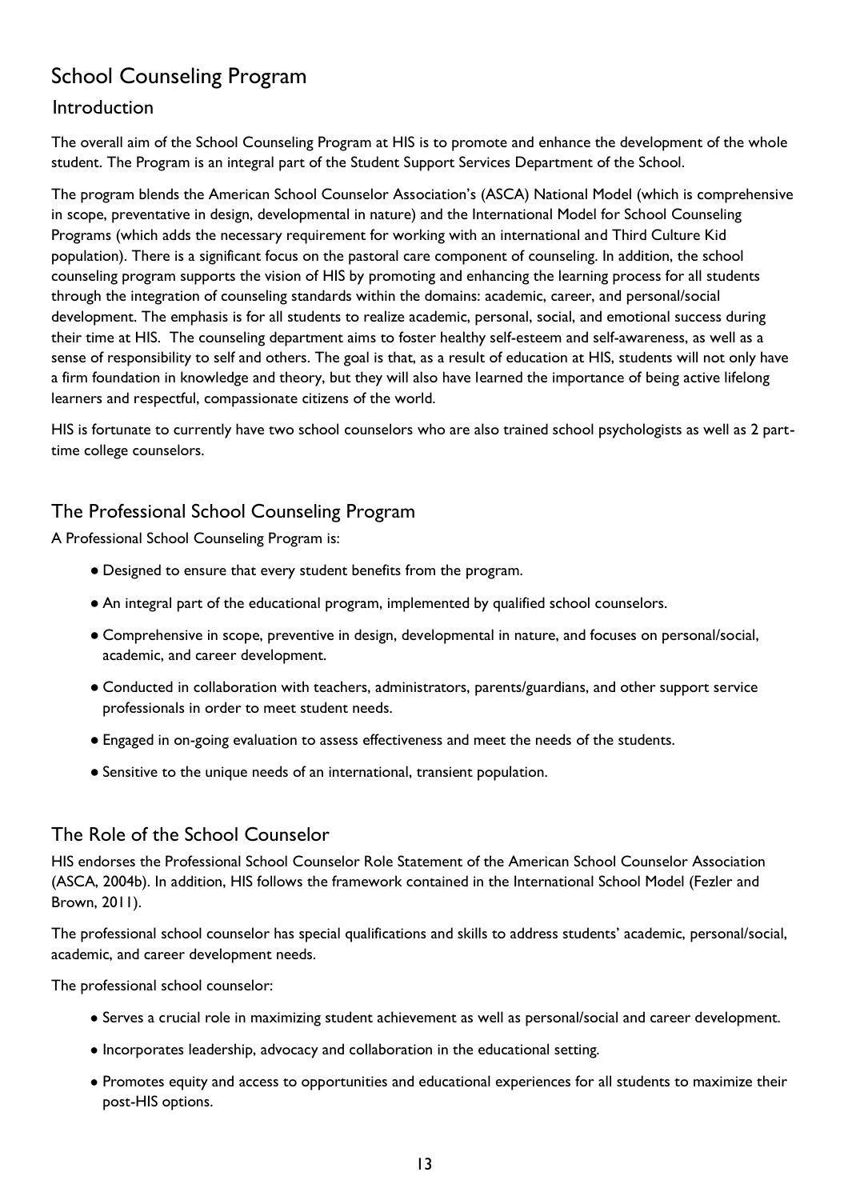# School Counseling Program

## Introduction

The overall aim of the School Counseling Program at HIS is to promote and enhance the development of the whole student. The Program is an integral part of the Student Support Services Department of the School.

The program blends the American School Counselor Association's (ASCA) National Model (which is comprehensive in scope, preventative in design, developmental in nature) and the International Model for School Counseling Programs (which adds the necessary requirement for working with an international and Third Culture Kid population). There is a significant focus on the pastoral care component of counseling. In addition, the school counseling program supports the vision of HIS by promoting and enhancing the learning process for all students through the integration of counseling standards within the domains: academic, career, and personal/social development. The emphasis is for all students to realize academic, personal, social, and emotional success during their time at HIS. The counseling department aims to foster healthy self-esteem and self-awareness, as well as a sense of responsibility to self and others. The goal is that, as a result of education at HIS, students will not only have a firm foundation in knowledge and theory, but they will also have learned the importance of being active lifelong learners and respectful, compassionate citizens of the world.

HIS is fortunate to currently have two school counselors who are also trained school psychologists as well as 2 part-time college counselors.

## The Professional School Counseling Program

A Professional School Counseling Program is:

- Designed to ensure that every student benefits from the program.
- An integral part of the educational program, implemented by qualified school counselors.
- Comprehensive in scope, preventive in design, developmental in nature, and focuses on personal/social, academic, and career development.
- Conducted in collaboration with teachers, administrators, parents/guardians, and other support service professionals in order to meet student needs.
- Engaged in on-going evaluation to assess effectiveness and meet the needs of the students.
- Sensitive to the unique needs of an international, transient population.

## The Role of the School Counselor

HIS endorses the Professional School Counselor Role Statement of the American School Counselor Association (ASCA, 2004b). In addition, HIS follows the framework contained in the International School Model (Fezler and Brown, 2011).

The professional school counselor has special qualifications and skills to address students' academic, personal/social, academic, and career development needs.

The professional school counselor:

- Serves a crucial role in maximizing student achievement as well as personal/social and career development.
- Incorporates leadership, advocacy and collaboration in the educational setting.
- Promotes equity and access to opportunities and educational experiences for all students to maximize their post-HIS options.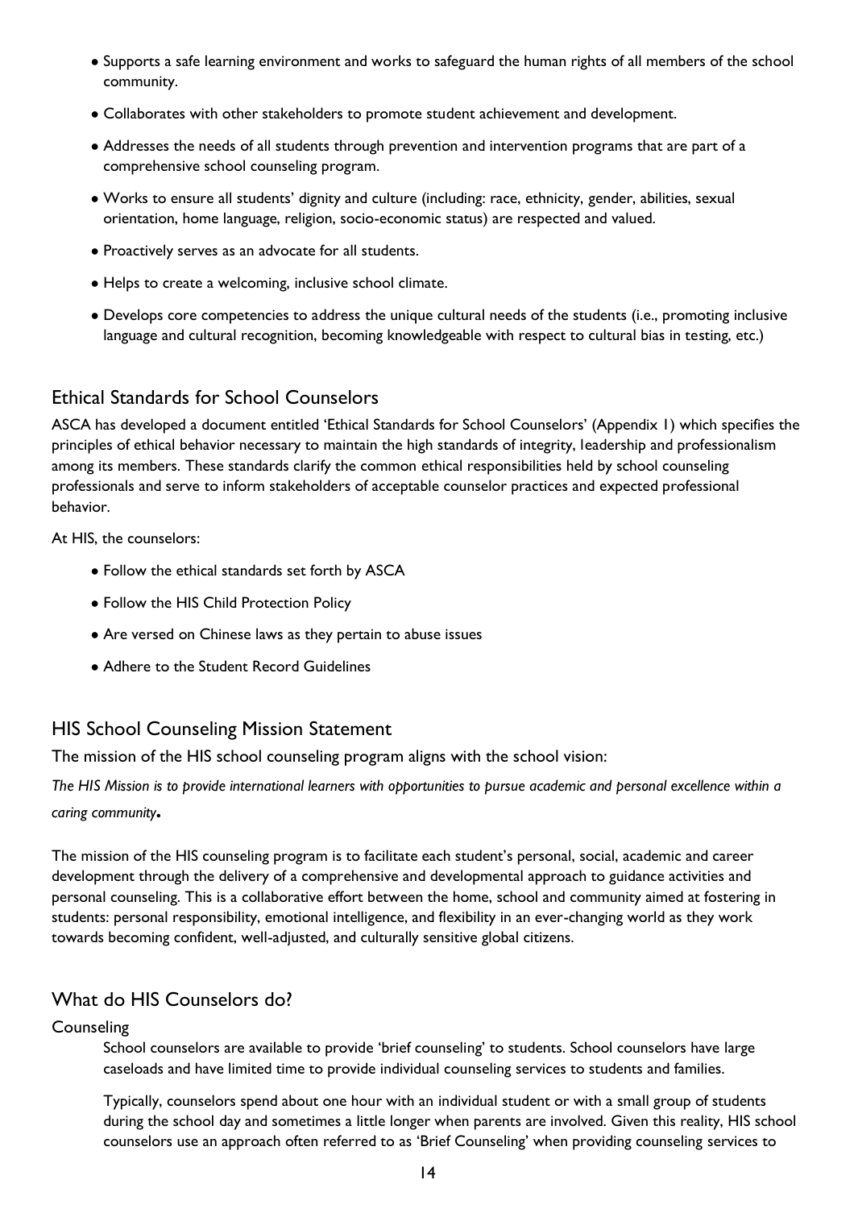- Supports a safe learning environment and works to safeguard the human rights of all members of the school community.
- Collaborates with other stakeholders to promote student achievement and development.
- Addresses the needs of all students through prevention and intervention programs that are part of a comprehensive school counseling program.
- Works to ensure all students' dignity and culture (including: race, ethnicity, gender, abilities, sexual orientation, home language, religion, socio-economic status) are respected and valued.
- Proactively serves as an advocate for all students.
- Helps to create a welcoming, inclusive school climate.
- Develops core competencies to address the unique cultural needs of the students (i.e., promoting inclusive language and cultural recognition, becoming knowledgeable with respect to cultural bias in testing, etc.)

## Ethical Standards for School Counselors

ASCA has developed a document entitled 'Ethical Standards for School Counselors' (Appendix 1) which specifies the principles of ethical behavior necessary to maintain the high standards of integrity, leadership and professionalism among its members. These standards clarify the common ethical responsibilities held by school counseling professionals and serve to inform stakeholders of acceptable counselor practices and expected professional behavior.

At HIS, the counselors:

- Follow the ethical standards set forth by ASCA
- Follow the HIS Child Protection Policy
- Are versed on Chinese laws as they pertain to abuse issues
- Adhere to the Student Record Guidelines

## HIS School Counseling Mission Statement

The mission of the HIS school counseling program aligns with the school vision:

*The HIS Mission is to provide international learners with opportunities to pursue academic and personal excellence within a caring community.*

The mission of the HIS counseling program is to facilitate each student's personal, social, academic and career development through the delivery of a comprehensive and developmental approach to guidance activities and personal counseling. This is a collaborative effort between the home, school and community aimed at fostering in students: personal responsibility, emotional intelligence, and flexibility in an ever-changing world as they work towards becoming confident, well-adjusted, and culturally sensitive global citizens.

## What do HIS Counselors do?

### Counseling

School counselors are available to provide 'brief counseling' to students. School counselors have large caseloads and have limited time to provide individual counseling services to students and families.

Typically, counselors spend about one hour with an individual student or with a small group of students during the school day and sometimes a little longer when parents are involved. Given this reality, HIS school counselors use an approach often referred to as 'Brief Counseling' when providing counseling services to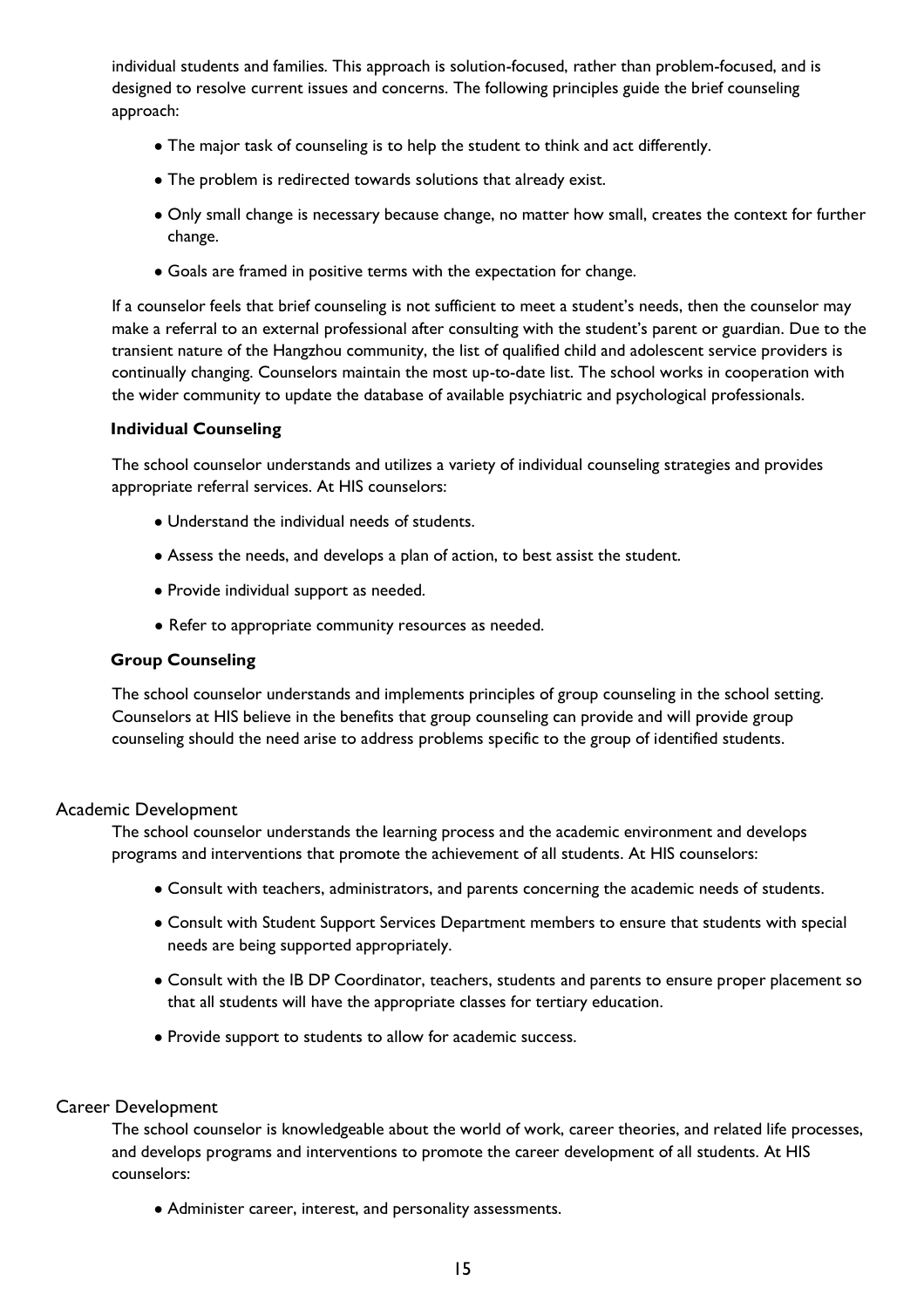individual students and families. This approach is solution-focused, rather than problem-focused, and is designed to resolve current issues and concerns. The following principles guide the brief counseling approach:

- The major task of counseling is to help the student to think and act differently.
- The problem is redirected towards solutions that already exist.
- Only small change is necessary because change, no matter how small, creates the context for further change.
- Goals are framed in positive terms with the expectation for change.

If a counselor feels that brief counseling is not sufficient to meet a student's needs, then the counselor may make a referral to an external professional after consulting with the student's parent or guardian. Due to the transient nature of the Hangzhou community, the list of qualified child and adolescent service providers is continually changing. Counselors maintain the most up-to-date list. The school works in cooperation with the wider community to update the database of available psychiatric and psychological professionals.

#### Individual Counseling

The school counselor understands and utilizes a variety of individual counseling strategies and provides appropriate referral services. At HIS counselors:

- Understand the individual needs of students.
- Assess the needs, and develops a plan of action, to best assist the student.
- Provide individual support as needed.
- Refer to appropriate community resources as needed.

#### Group Counseling

The school counselor understands and implements principles of group counseling in the school setting. Counselors at HIS believe in the benefits that group counseling can provide and will provide group counseling should the need arise to address problems specific to the group of identified students.

### Academic Development

The school counselor understands the learning process and the academic environment and develops programs and interventions that promote the achievement of all students. At HIS counselors:

- Consult with teachers, administrators, and parents concerning the academic needs of students.
- Consult with Student Support Services Department members to ensure that students with special needs are being supported appropriately.
- Consult with the IB DP Coordinator, teachers, students and parents to ensure proper placement so that all students will have the appropriate classes for tertiary education.
- Provide support to students to allow for academic success.

### Career Development

The school counselor is knowledgeable about the world of work, career theories, and related life processes, and develops programs and interventions to promote the career development of all students. At HIS counselors:

- Administer career, interest, and personality assessments.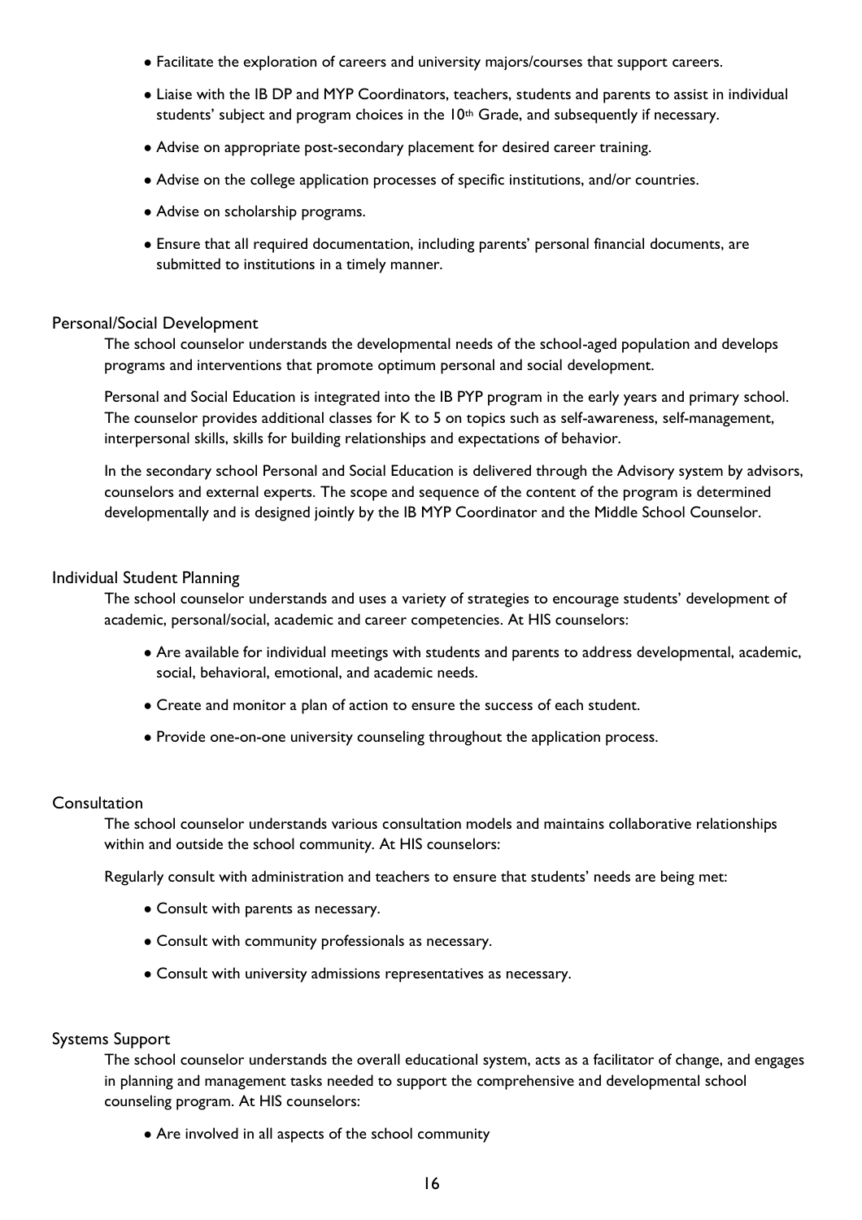- Facilitate the exploration of careers and university majors/courses that support careers.
- Liaise with the IB DP and MYP Coordinators, teachers, students and parents to assist in individual students' subject and program choices in the 10th Grade, and subsequently if necessary.
- Advise on appropriate post-secondary placement for desired career training.
- Advise on the college application processes of specific institutions, and/or countries.
- Advise on scholarship programs.
- Ensure that all required documentation, including parents' personal financial documents, are submitted to institutions in a timely manner.

## Personal/Social Development

The school counselor understands the developmental needs of the school-aged population and develops programs and interventions that promote optimum personal and social development.

Personal and Social Education is integrated into the IB PYP program in the early years and primary school. The counselor provides additional classes for K to 5 on topics such as self-awareness, self-management, interpersonal skills, skills for building relationships and expectations of behavior.

In the secondary school Personal and Social Education is delivered through the Advisory system by advisors, counselors and external experts. The scope and sequence of the content of the program is determined developmentally and is designed jointly by the IB MYP Coordinator and the Middle School Counselor.

## Individual Student Planning

The school counselor understands and uses a variety of strategies to encourage students' development of academic, personal/social, academic and career competencies. At HIS counselors:

- Are available for individual meetings with students and parents to address developmental, academic, social, behavioral, emotional, and academic needs.
- Create and monitor a plan of action to ensure the success of each student.
- Provide one-on-one university counseling throughout the application process.

## Consultation

The school counselor understands various consultation models and maintains collaborative relationships within and outside the school community. At HIS counselors:

Regularly consult with administration and teachers to ensure that students' needs are being met:

- Consult with parents as necessary.
- Consult with community professionals as necessary.
- Consult with university admissions representatives as necessary.

## Systems Support

The school counselor understands the overall educational system, acts as a facilitator of change, and engages in planning and management tasks needed to support the comprehensive and developmental school counseling program. At HIS counselors:

- Are involved in all aspects of the school community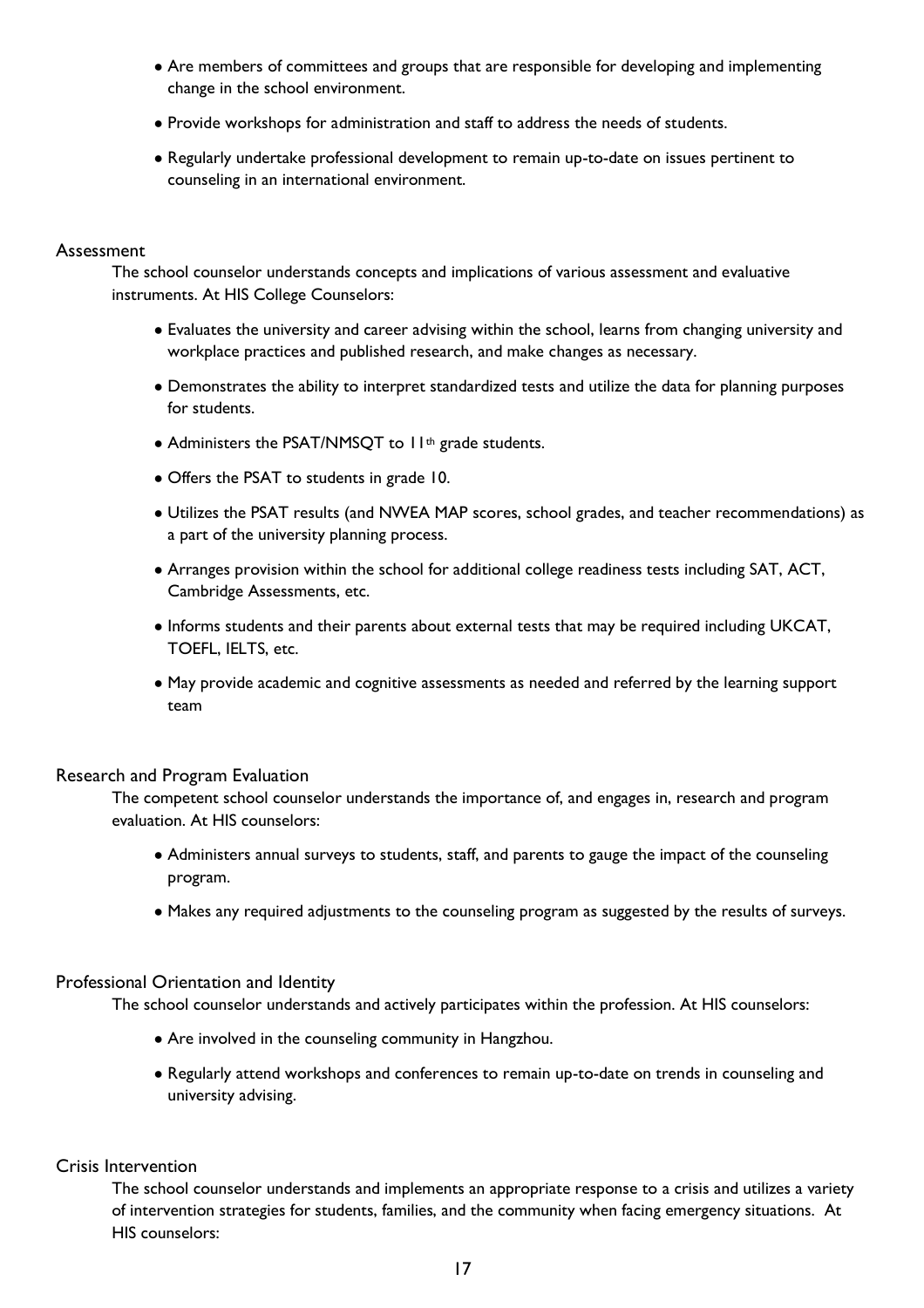- Are members of committees and groups that are responsible for developing and implementing change in the school environment.
- Provide workshops for administration and staff to address the needs of students.
- Regularly undertake professional development to remain up-to-date on issues pertinent to counseling in an international environment.

### Assessment

The school counselor understands concepts and implications of various assessment and evaluative instruments. At HIS College Counselors:

- Evaluates the university and career advising within the school, learns from changing university and workplace practices and published research, and make changes as necessary.
- Demonstrates the ability to interpret standardized tests and utilize the data for planning purposes for students.
- Administers the PSAT/NMSQT to 11th grade students.
- Offers the PSAT to students in grade 10.
- Utilizes the PSAT results (and NWEA MAP scores, school grades, and teacher recommendations) as a part of the university planning process.
- Arranges provision within the school for additional college readiness tests including SAT, ACT, Cambridge Assessments, etc.
- Informs students and their parents about external tests that may be required including UKCAT, TOEFL, IELTS, etc.
- May provide academic and cognitive assessments as needed and referred by the learning support team

### Research and Program Evaluation

The competent school counselor understands the importance of, and engages in, research and program evaluation. At HIS counselors:

- Administers annual surveys to students, staff, and parents to gauge the impact of the counseling program.
- Makes any required adjustments to the counseling program as suggested by the results of surveys.

### Professional Orientation and Identity

The school counselor understands and actively participates within the profession. At HIS counselors:

- Are involved in the counseling community in Hangzhou.
- Regularly attend workshops and conferences to remain up-to-date on trends in counseling and university advising.

### Crisis Intervention

The school counselor understands and implements an appropriate response to a crisis and utilizes a variety of intervention strategies for students, families, and the community when facing emergency situations. At HIS counselors: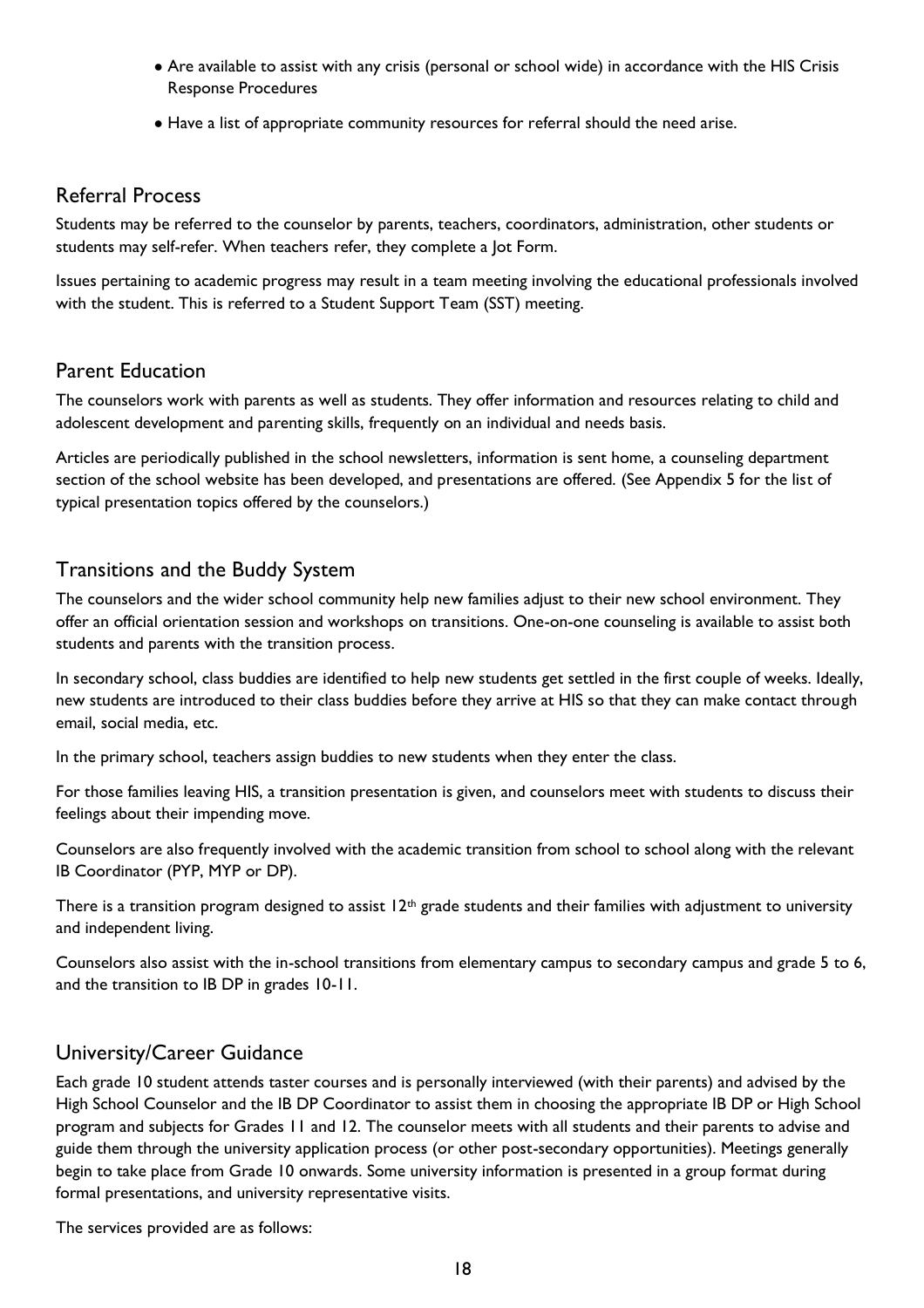- Are available to assist with any crisis (personal or school wide) in accordance with the HIS Crisis Response Procedures
- Have a list of appropriate community resources for referral should the need arise.

## Referral Process

Students may be referred to the counselor by parents, teachers, coordinators, administration, other students or students may self-refer. When teachers refer, they complete a Jot Form.

Issues pertaining to academic progress may result in a team meeting involving the educational professionals involved with the student. This is referred to a Student Support Team (SST) meeting.

## Parent Education

The counselors work with parents as well as students. They offer information and resources relating to child and adolescent development and parenting skills, frequently on an individual and needs basis.

Articles are periodically published in the school newsletters, information is sent home, a counseling department section of the school website has been developed, and presentations are offered. (See Appendix 5 for the list of typical presentation topics offered by the counselors.)

## Transitions and the Buddy System

The counselors and the wider school community help new families adjust to their new school environment. They offer an official orientation session and workshops on transitions. One-on-one counseling is available to assist both students and parents with the transition process.

In secondary school, class buddies are identified to help new students get settled in the first couple of weeks. Ideally, new students are introduced to their class buddies before they arrive at HIS so that they can make contact through email, social media, etc.

In the primary school, teachers assign buddies to new students when they enter the class.

For those families leaving HIS, a transition presentation is given, and counselors meet with students to discuss their feelings about their impending move.

Counselors are also frequently involved with the academic transition from school to school along with the relevant IB Coordinator (PYP, MYP or DP).

There is a transition program designed to assist 12th grade students and their families with adjustment to university and independent living.

Counselors also assist with the in-school transitions from elementary campus to secondary campus and grade 5 to 6, and the transition to IB DP in grades 10-11.

## University/Career Guidance

Each grade 10 student attends taster courses and is personally interviewed (with their parents) and advised by the High School Counselor and the IB DP Coordinator to assist them in choosing the appropriate IB DP or High School program and subjects for Grades 11 and 12. The counselor meets with all students and their parents to advise and guide them through the university application process (or other post-secondary opportunities). Meetings generally begin to take place from Grade 10 onwards. Some university information is presented in a group format during formal presentations, and university representative visits.

The services provided are as follows: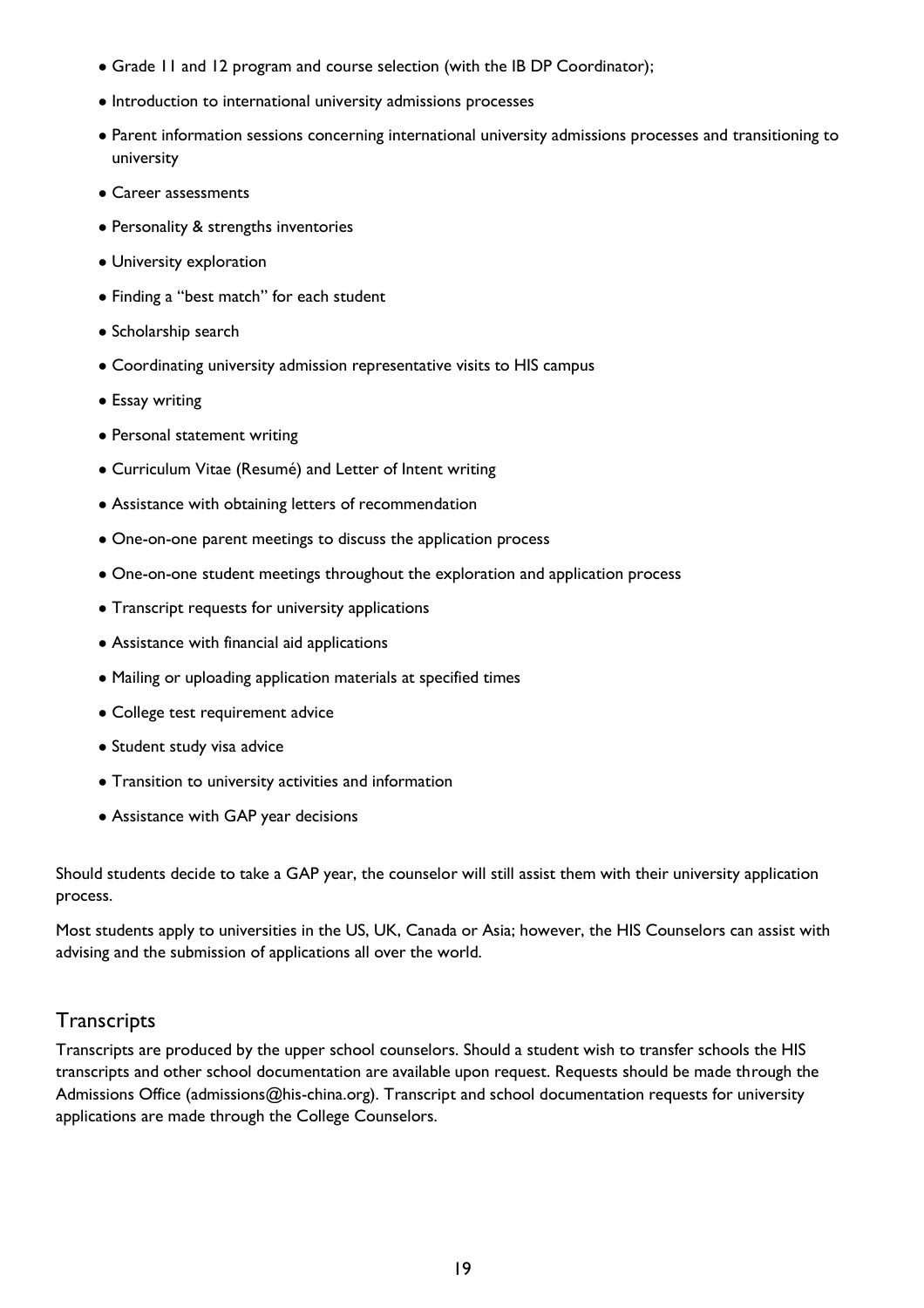- Grade 11 and 12 program and course selection (with the IB DP Coordinator);
- Introduction to international university admissions processes
- Parent information sessions concerning international university admissions processes and transitioning to university
- Career assessments
- Personality & strengths inventories
- University exploration
- Finding a "best match" for each student
- Scholarship search
- Coordinating university admission representative visits to HIS campus
- Essay writing
- Personal statement writing
- Curriculum Vitae (Resumé) and Letter of Intent writing
- Assistance with obtaining letters of recommendation
- One-on-one parent meetings to discuss the application process
- One-on-one student meetings throughout the exploration and application process
- Transcript requests for university applications
- Assistance with financial aid applications
- Mailing or uploading application materials at specified times
- College test requirement advice
- Student study visa advice
- Transition to university activities and information
- Assistance with GAP year decisions

Should students decide to take a GAP year, the counselor will still assist them with their university application process.

Most students apply to universities in the US, UK, Canada or Asia; however, the HIS Counselors can assist with advising and the submission of applications all over the world.

## Transcripts

Transcripts are produced by the upper school counselors. Should a student wish to transfer schools the HIS transcripts and other school documentation are available upon request. Requests should be made through the Admissions Office (admissions@his-china.org). Transcript and school documentation requests for university applications are made through the College Counselors.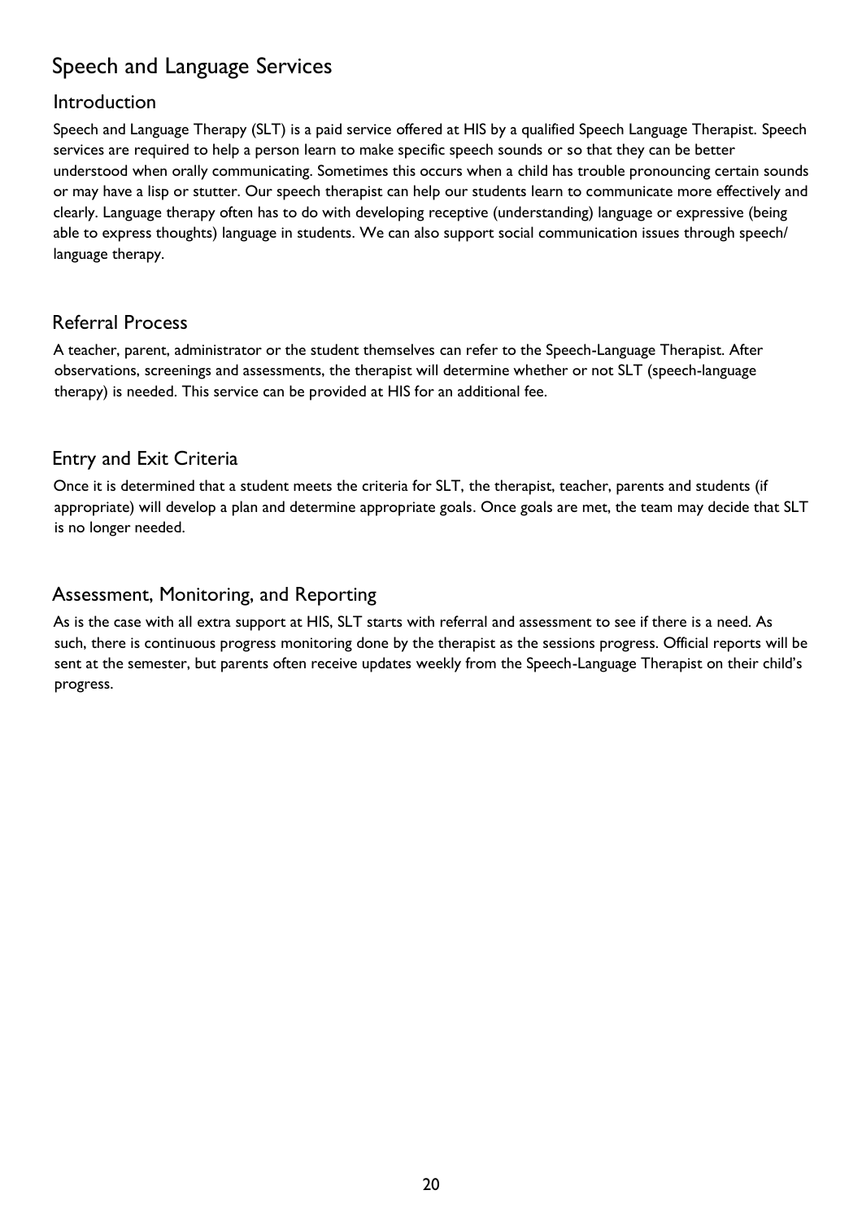## Speech and Language Services

### Introduction

Speech and Language Therapy (SLT) is a paid service offered at HIS by a qualified Speech Language Therapist. Speech services are required to help a person learn to make specific speech sounds or so that they can be better understood when orally communicating. Sometimes this occurs when a child has trouble pronouncing certain sounds or may have a lisp or stutter. Our speech therapist can help our students learn to communicate more effectively and clearly. Language therapy often has to do with developing receptive (understanding) language or expressive (being able to express thoughts) language in students. We can also support social communication issues through speech/ language therapy.

### Referral Process

A teacher, parent, administrator or the student themselves can refer to the Speech-Language Therapist. After observations, screenings and assessments, the therapist will determine whether or not SLT (speech-language therapy) is needed. This service can be provided at HIS for an additional fee.

### Entry and Exit Criteria

Once it is determined that a student meets the criteria for SLT, the therapist, teacher, parents and students (if appropriate) will develop a plan and determine appropriate goals. Once goals are met, the team may decide that SLT is no longer needed.

### Assessment, Monitoring, and Reporting

As is the case with all extra support at HIS, SLT starts with referral and assessment to see if there is a need. As such, there is continuous progress monitoring done by the therapist as the sessions progress. Official reports will be sent at the semester, but parents often receive updates weekly from the Speech-Language Therapist on their child's progress.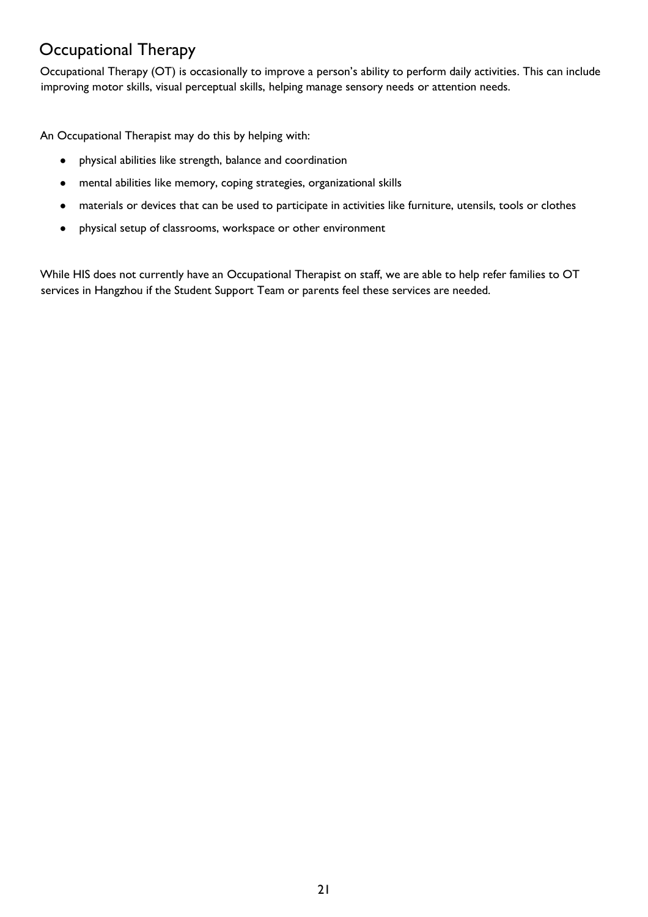## Occupational Therapy

Occupational Therapy (OT) is occasionally to improve a person's ability to perform daily activities. This can include improving motor skills, visual perceptual skills, helping manage sensory needs or attention needs.

An Occupational Therapist may do this by helping with:

- physical abilities like strength, balance and coordination
- mental abilities like memory, coping strategies, organizational skills
- materials or devices that can be used to participate in activities like furniture, utensils, tools or clothes
- physical setup of classrooms, workspace or other environment

While HIS does not currently have an Occupational Therapist on staff, we are able to help refer families to OT services in Hangzhou if the Student Support Team or parents feel these services are needed.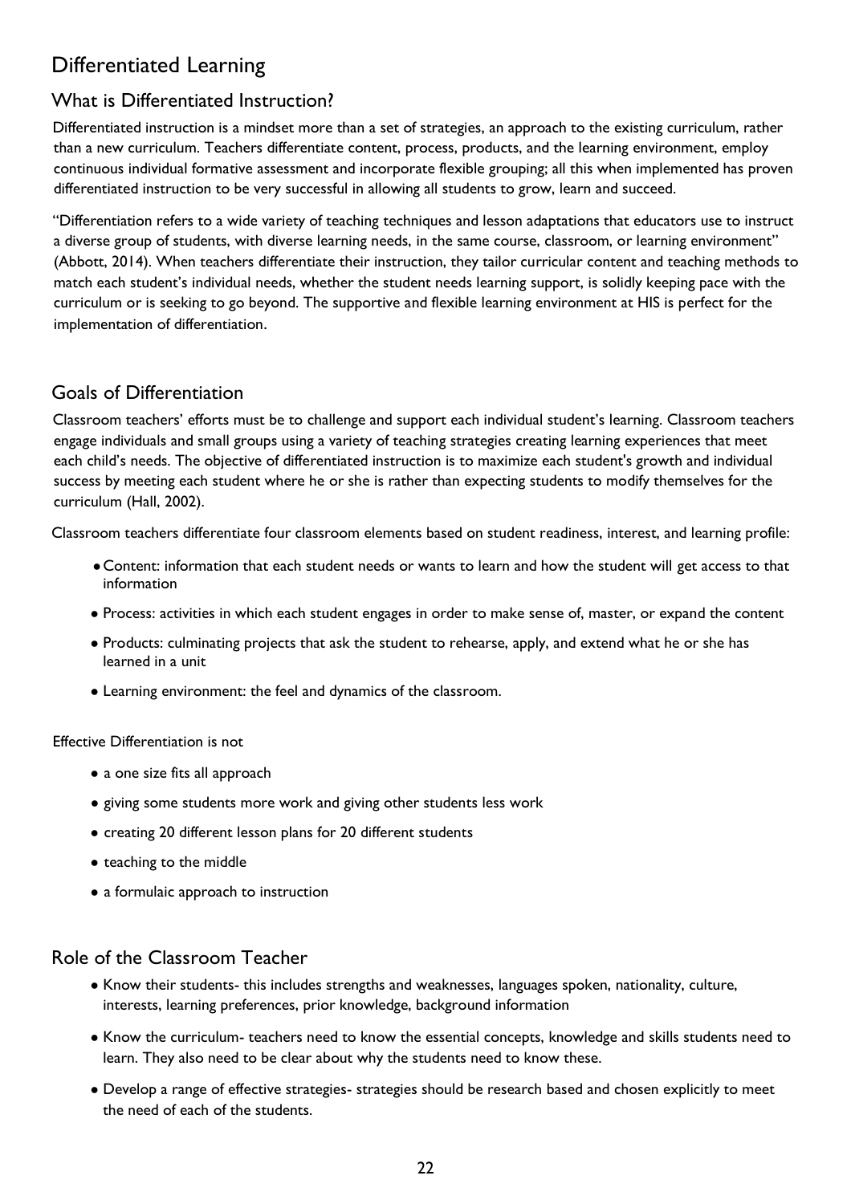# Differentiated Learning

## What is Differentiated Instruction?

Differentiated instruction is a mindset more than a set of strategies, an approach to the existing curriculum, rather than a new curriculum. Teachers differentiate content, process, products, and the learning environment, employ continuous individual formative assessment and incorporate flexible grouping; all this when implemented has proven differentiated instruction to be very successful in allowing all students to grow, learn and succeed.

"Differentiation refers to a wide variety of teaching techniques and lesson adaptations that educators use to instruct a diverse group of students, with diverse learning needs, in the same course, classroom, or learning environment" (Abbott, 2014). When teachers differentiate their instruction, they tailor curricular content and teaching methods to match each student's individual needs, whether the student needs learning support, is solidly keeping pace with the curriculum or is seeking to go beyond. The supportive and flexible learning environment at HIS is perfect for the implementation of differentiation.

## Goals of Differentiation

Classroom teachers' efforts must be to challenge and support each individual student's learning. Classroom teachers engage individuals and small groups using a variety of teaching strategies creating learning experiences that meet each child's needs. The objective of differentiated instruction is to maximize each student's growth and individual success by meeting each student where he or she is rather than expecting students to modify themselves for the curriculum (Hall, 2002).

Classroom teachers differentiate four classroom elements based on student readiness, interest, and learning profile:

- Content: information that each student needs or wants to learn and how the student will get access to that information
- Process: activities in which each student engages in order to make sense of, master, or expand the content
- Products: culminating projects that ask the student to rehearse, apply, and extend what he or she has learned in a unit
- Learning environment: the feel and dynamics of the classroom.

Effective Differentiation is not

- a one size fits all approach
- giving some students more work and giving other students less work
- creating 20 different lesson plans for 20 different students
- teaching to the middle
- a formulaic approach to instruction

## Role of the Classroom Teacher

- Know their students- this includes strengths and weaknesses, languages spoken, nationality, culture, interests, learning preferences, prior knowledge, background information
- Know the curriculum- teachers need to know the essential concepts, knowledge and skills students need to learn. They also need to be clear about why the students need to know these.
- Develop a range of effective strategies- strategies should be research based and chosen explicitly to meet the need of each of the students.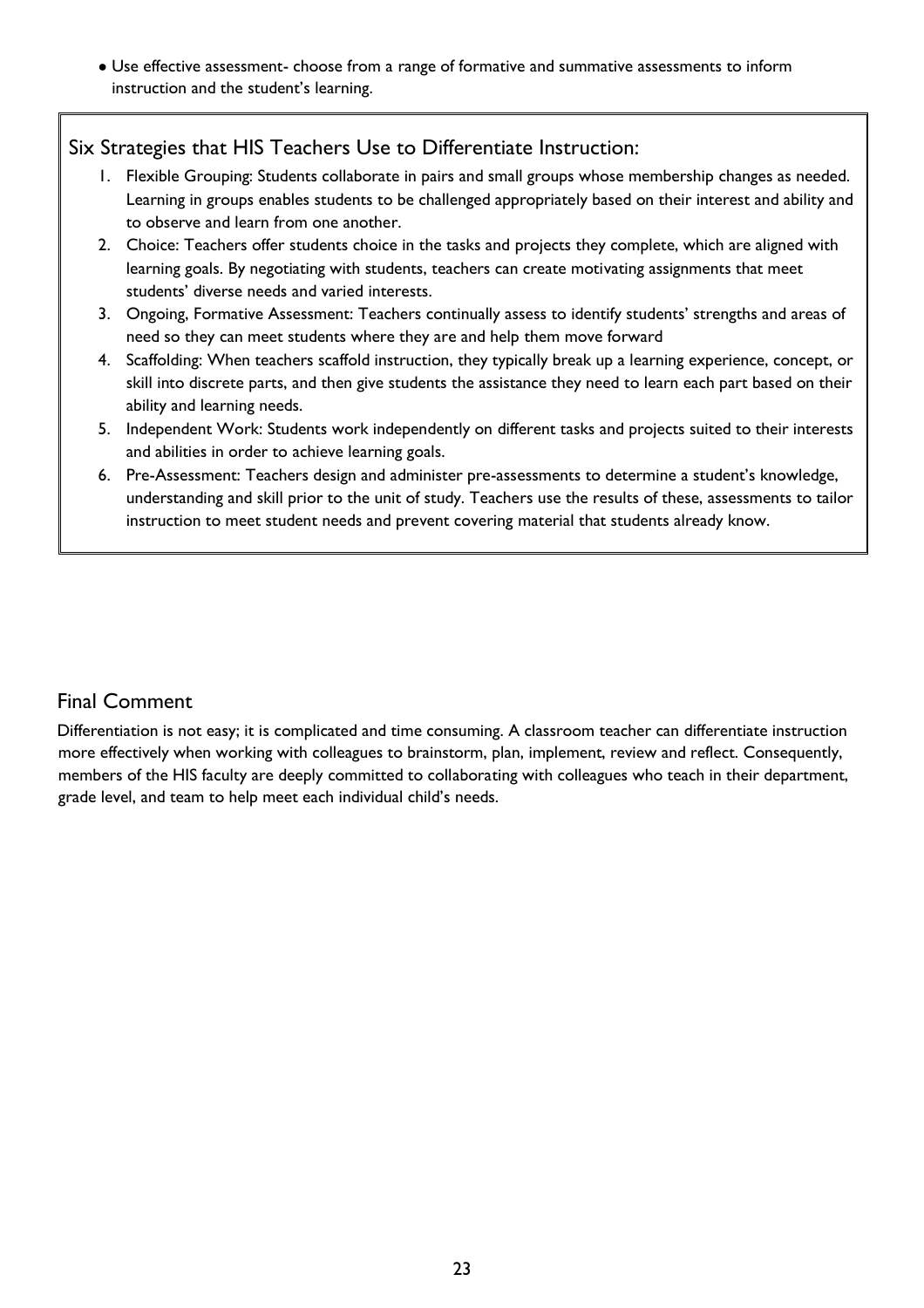- Use effective assessment- choose from a range of formative and summative assessments to inform instruction and the student's learning.

## Six Strategies that HIS Teachers Use to Differentiate Instruction:

1. Flexible Grouping: Students collaborate in pairs and small groups whose membership changes as needed. Learning in groups enables students to be challenged appropriately based on their interest and ability and to observe and learn from one another.
2. Choice: Teachers offer students choice in the tasks and projects they complete, which are aligned with learning goals. By negotiating with students, teachers can create motivating assignments that meet students' diverse needs and varied interests.
3. Ongoing, Formative Assessment: Teachers continually assess to identify students' strengths and areas of need so they can meet students where they are and help them move forward
4. Scaffolding: When teachers scaffold instruction, they typically break up a learning experience, concept, or skill into discrete parts, and then give students the assistance they need to learn each part based on their ability and learning needs.
5. Independent Work: Students work independently on different tasks and projects suited to their interests and abilities in order to achieve learning goals.
6. Pre-Assessment: Teachers design and administer pre-assessments to determine a student's knowledge, understanding and skill prior to the unit of study. Teachers use the results of these, assessments to tailor instruction to meet student needs and prevent covering material that students already know.

## Final Comment

Differentiation is not easy; it is complicated and time consuming. A classroom teacher can differentiate instruction more effectively when working with colleagues to brainstorm, plan, implement, review and reflect. Consequently, members of the HIS faculty are deeply committed to collaborating with colleagues who teach in their department, grade level, and team to help meet each individual child's needs.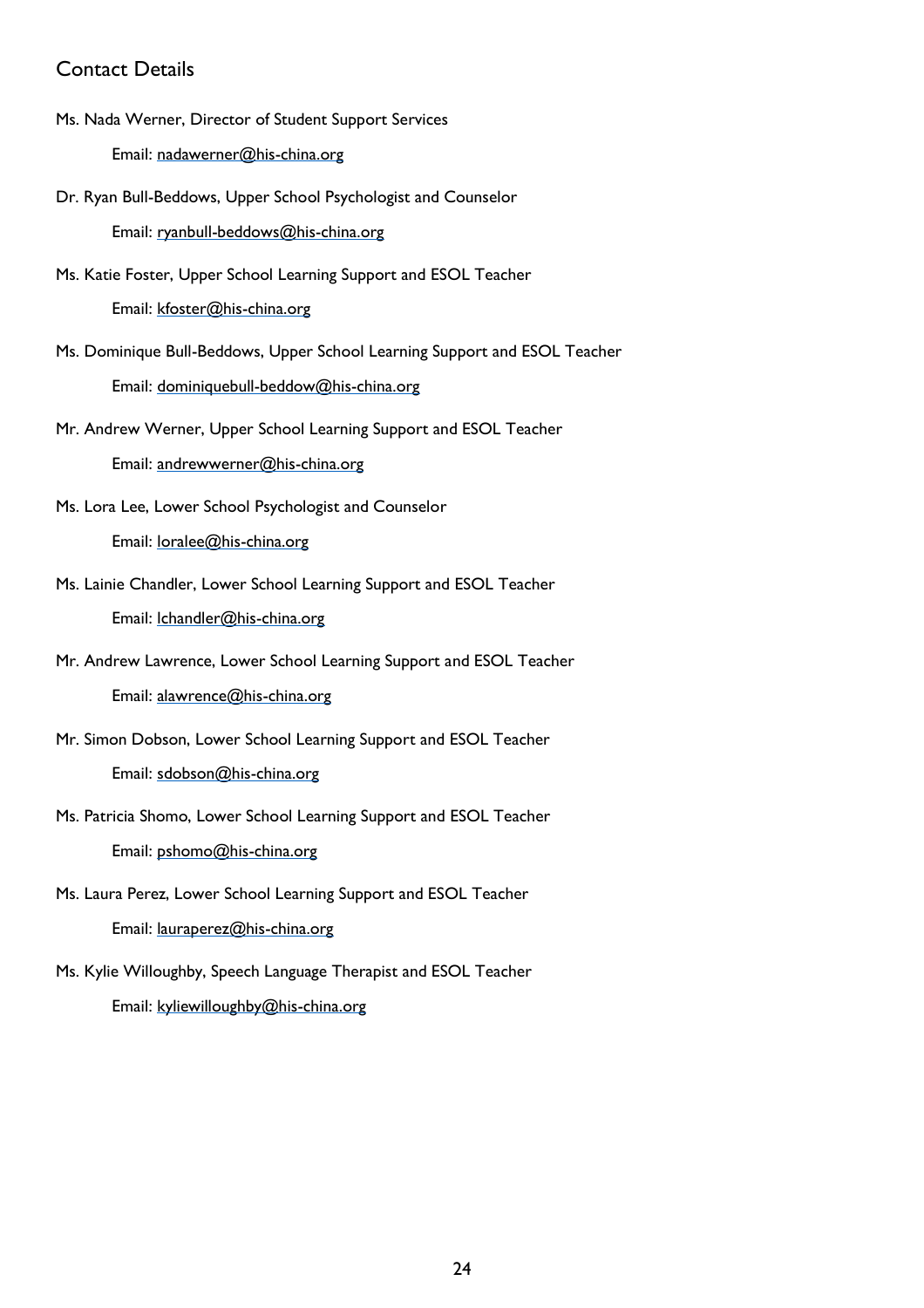## Contact Details

Ms. Nada Werner, Director of Student Support Services

Email: nadawerner@his-china.org

Dr. Ryan Bull-Beddows, Upper School Psychologist and Counselor

Email: ryanbull-beddows@his-china.org

Ms. Katie Foster, Upper School Learning Support and ESOL Teacher

Email: kfoster@his-china.org

Ms. Dominique Bull-Beddows, Upper School Learning Support and ESOL Teacher

Email: dominiquebull-beddow@his-china.org

Mr. Andrew Werner, Upper School Learning Support and ESOL Teacher

Email: andrewwerner@his-china.org

Ms. Lora Lee, Lower School Psychologist and Counselor

Email: loralee@his-china.org

Ms. Lainie Chandler, Lower School Learning Support and ESOL Teacher

Email: lchandler@his-china.org

Mr. Andrew Lawrence, Lower School Learning Support and ESOL Teacher

Email: alawrence@his-china.org

Mr. Simon Dobson, Lower School Learning Support and ESOL Teacher

Email: sdobson@his-china.org

Ms. Patricia Shomo, Lower School Learning Support and ESOL Teacher

Email: pshomo@his-china.org

Ms. Laura Perez, Lower School Learning Support and ESOL Teacher

Email: lauraperez@his-china.org

Ms. Kylie Willoughby, Speech Language Therapist and ESOL Teacher

Email: kyliewilloughby@his-china.org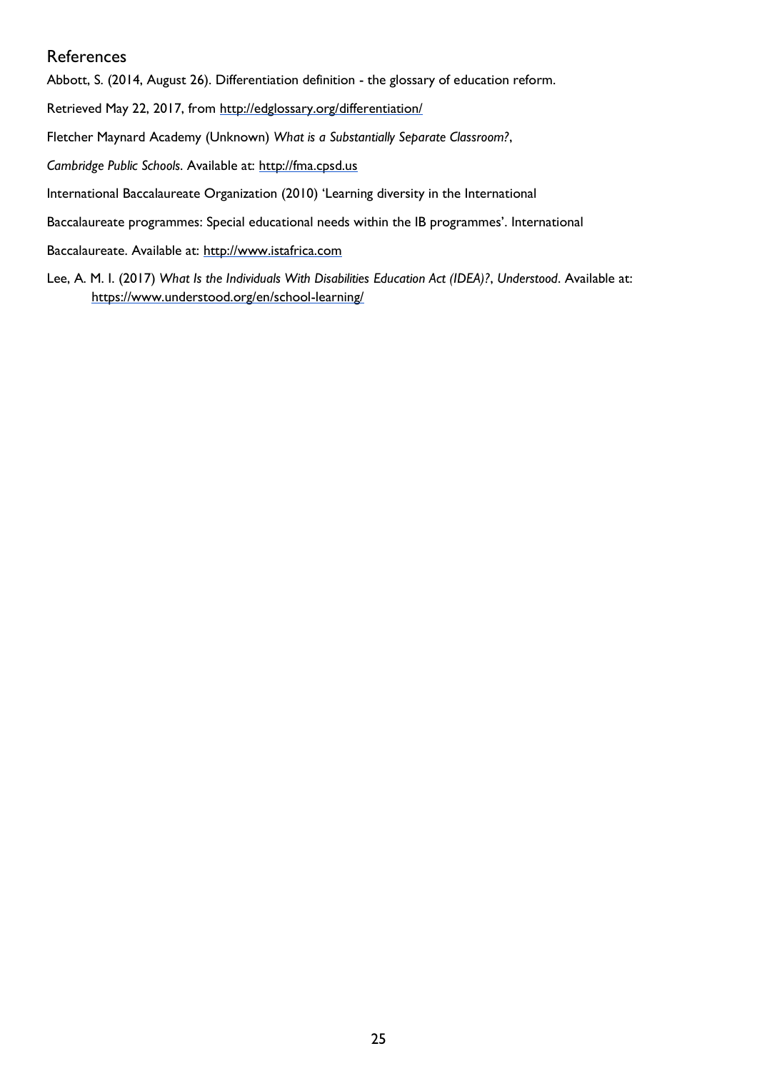## References

Abbott, S. (2014, August 26). Differentiation definition - the glossary of education reform.

Retrieved May 22, 2017, from http://edglossary.org/differentiation/

Fletcher Maynard Academy (Unknown) *What is a Substantially Separate Classroom?*,

*Cambridge Public Schools.* Available at: http://fma.cpsd.us

International Baccalaureate Organization (2010) 'Learning diversity in the International

Baccalaureate programmes: Special educational needs within the IB programmes'. International

Baccalaureate. Available at: http://www.istafrica.com

Lee, A. M. I. (2017) *What Is the Individuals With Disabilities Education Act (IDEA)?*, *Understood*. Available at: https://www.understood.org/en/school-learning/